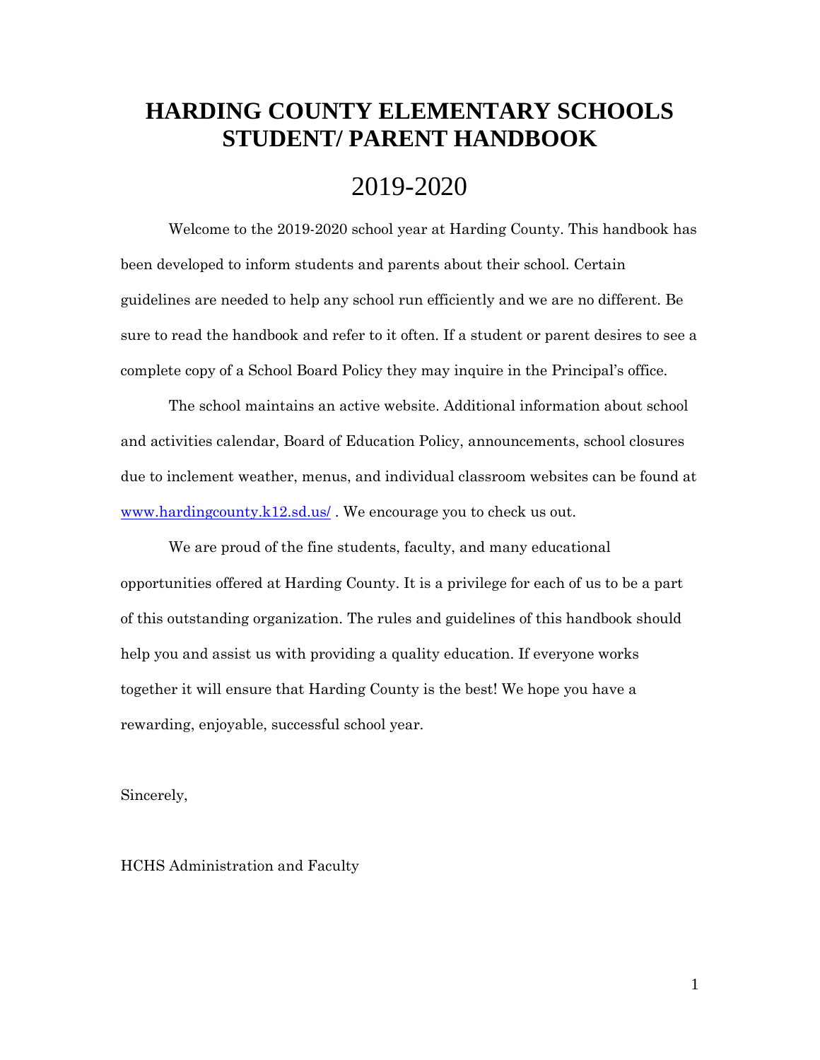# HARDING COUNTY ELEMENTARY SCHOOLS STUDENT/ PARENT HANDBOOK

## 2019-2020

Welcome to the 2019-2020 school year at Harding County. This handbook has been developed to inform students and parents about their school. Certain guidelines are needed to help any school run efficiently and we are no different. Be sure to read the handbook and refer to it often. If a student or parent desires to see a complete copy of a School Board Policy they may inquire in the Principal's office.

The school maintains an active website. Additional information about school and activities calendar, Board of Education Policy, announcements, school closures due to inclement weather, menus, and individual classroom websites can be found at [www.hardingcounty.k12.sd.us/](www.hardingcounty.k12.sd.us/) . We encourage you to check us out.

We are proud of the fine students, faculty, and many educational opportunities offered at Harding County. It is a privilege for each of us to be a part of this outstanding organization. The rules and guidelines of this handbook should help you and assist us with providing a quality education. If everyone works together it will ensure that Harding County is the best! We hope you have a rewarding, enjoyable, successful school year.

Sincerely,

HCHS Administration and Faculty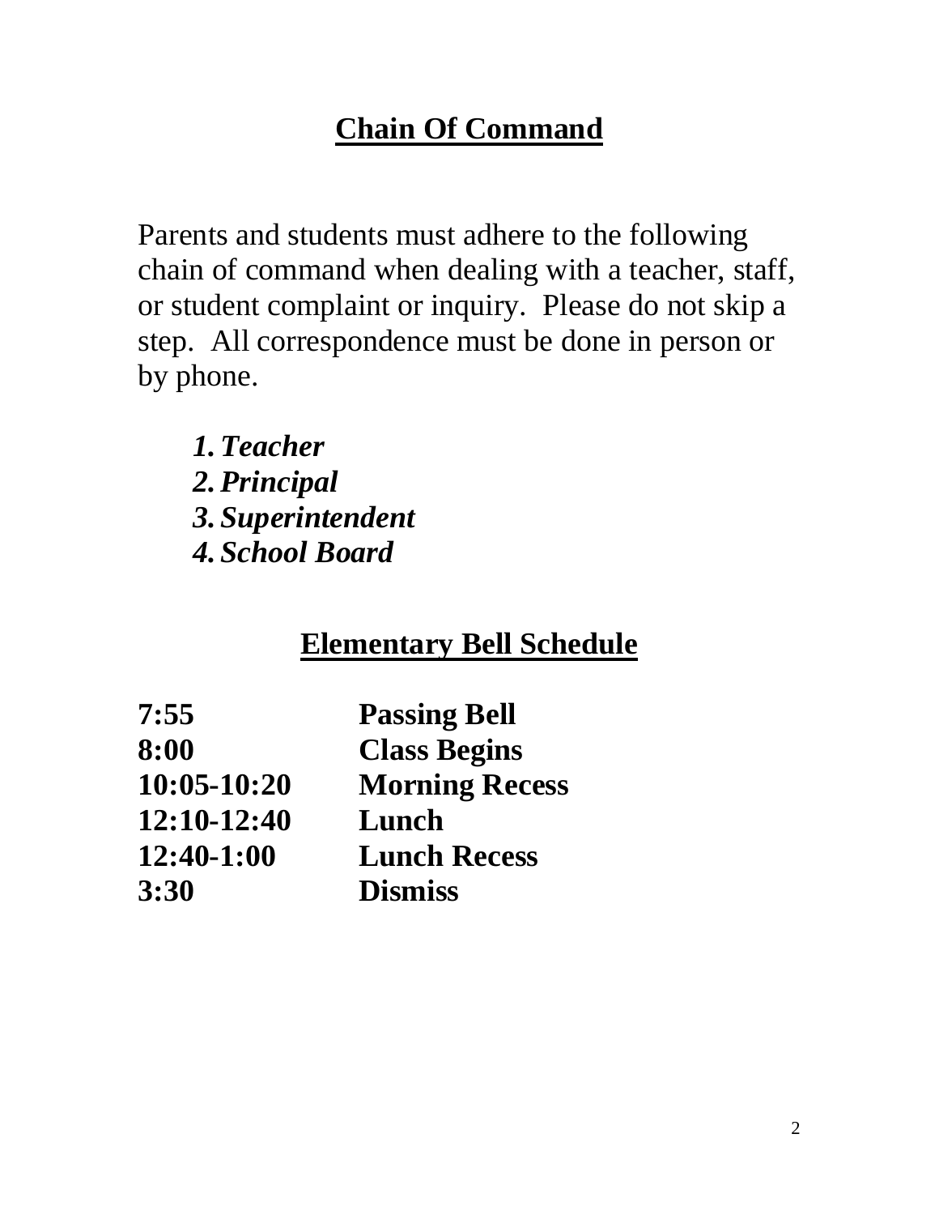## **Chain Of Command**

Parents and students must adhere to the following chain of command when dealing with a teacher, staff, or student complaint or inquiry. Please do not skip a step. All correspondence must be done in person or by phone.

1. ***Teacher***
2. ***Principal***
3. ***Superintendent***
4. ***School Board***

## **Elementary Bell Schedule**

| | |
|---|---|
| **7:55** | **Passing Bell** |
| **8:00** | **Class Begins** |
| **10:05-10:20** | **Morning Recess** |
| **12:10-12:40** | **Lunch** |
| **12:40-1:00** | **Lunch Recess** |
| **3:30** | **Dismiss** |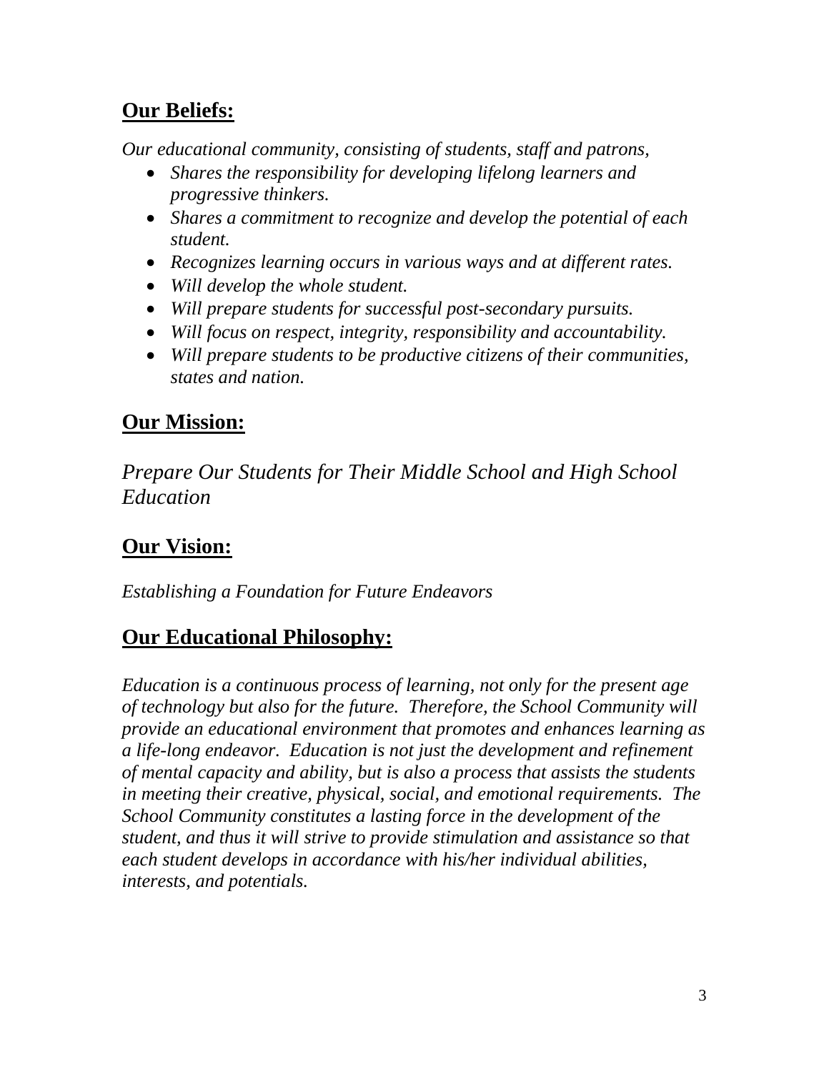## Our Beliefs:

*Our educational community, consisting of students, staff and patrons,*

- *Shares the responsibility for developing lifelong learners and progressive thinkers.*
- *Shares a commitment to recognize and develop the potential of each student.*
- *Recognizes learning occurs in various ways and at different rates.*
- *Will develop the whole student.*
- *Will prepare students for successful post-secondary pursuits.*
- *Will focus on respect, integrity, responsibility and accountability.*
- *Will prepare students to be productive citizens of their communities, states and nation.*

## Our Mission:

*Prepare Our Students for Their Middle School and High School Education*

## Our Vision:

*Establishing a Foundation for Future Endeavors*

## Our Educational Philosophy:

*Education is a continuous process of learning, not only for the present age of technology but also for the future. Therefore, the School Community will provide an educational environment that promotes and enhances learning as a life-long endeavor. Education is not just the development and refinement of mental capacity and ability, but is also a process that assists the students in meeting their creative, physical, social, and emotional requirements. The School Community constitutes a lasting force in the development of the student, and thus it will strive to provide stimulation and assistance so that each student develops in accordance with his/her individual abilities, interests, and potentials.*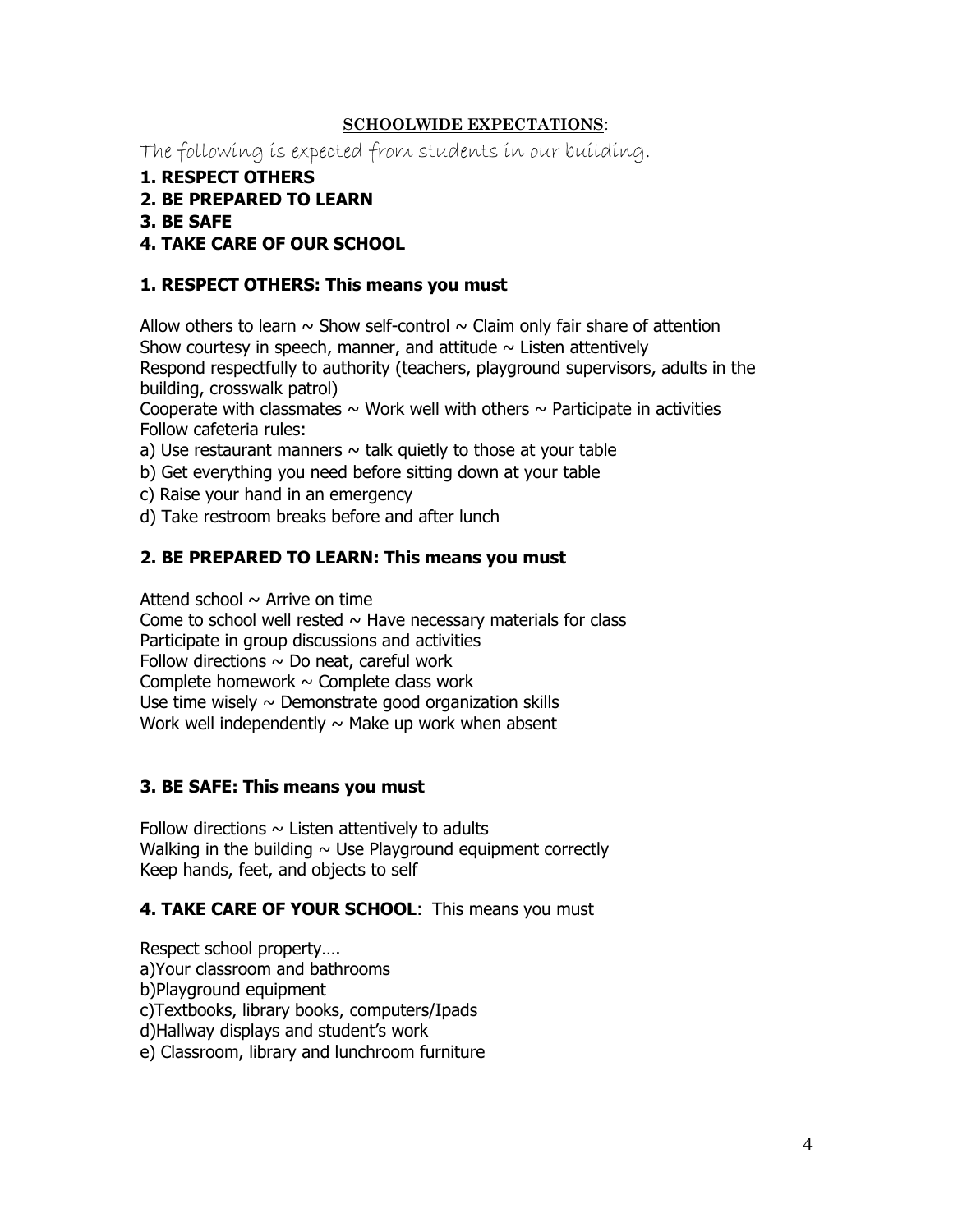## SCHOOLWIDE EXPECTATIONS:

The following is expected from students in our building.

**1. RESPECT OTHERS**
**2. BE PREPARED TO LEARN**
**3. BE SAFE**
**4. TAKE CARE OF OUR SCHOOL**

### 1. RESPECT OTHERS: This means you must

Allow others to learn ~ Show self-control ~ Claim only fair share of attention
Show courtesy in speech, manner, and attitude ~ Listen attentively
Respond respectfully to authority (teachers, playground supervisors, adults in the building, crosswalk patrol)
Cooperate with classmates ~ Work well with others ~ Participate in activities
Follow cafeteria rules:

a) Use restaurant manners ~ talk quietly to those at your table
b) Get everything you need before sitting down at your table
c) Raise your hand in an emergency
d) Take restroom breaks before and after lunch

### 2. BE PREPARED TO LEARN: This means you must

Attend school ~ Arrive on time
Come to school well rested ~ Have necessary materials for class
Participate in group discussions and activities
Follow directions ~ Do neat, careful work
Complete homework ~ Complete class work
Use time wisely ~ Demonstrate good organization skills
Work well independently ~ Make up work when absent

### 3. BE SAFE: This means you must

Follow directions ~ Listen attentively to adults
Walking in the building ~ Use Playground equipment correctly
Keep hands, feet, and objects to self

### 4. TAKE CARE OF YOUR SCHOOL: This means you must

Respect school property….
a)Your classroom and bathrooms
b)Playground equipment
c)Textbooks, library books, computers/Ipads
d)Hallway displays and student's work
e) Classroom, library and lunchroom furniture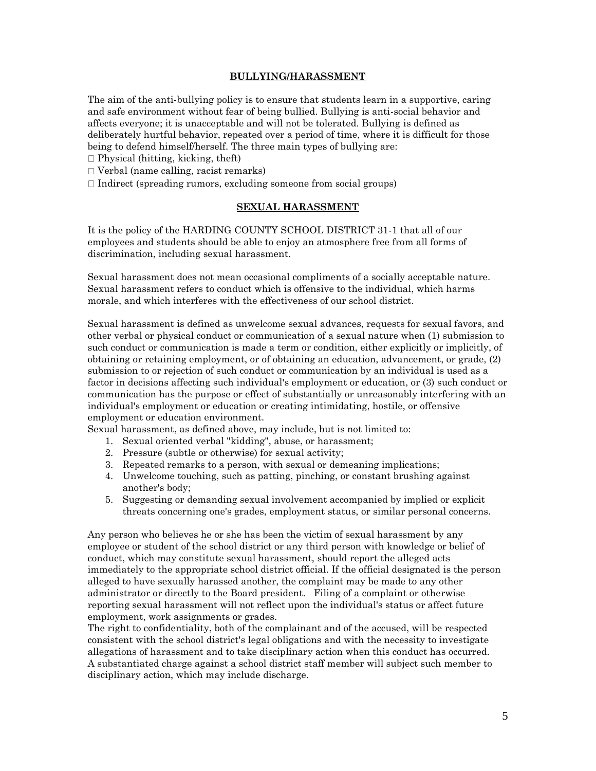## BULLYING/HARASSMENT

The aim of the anti-bullying policy is to ensure that students learn in a supportive, caring and safe environment without fear of being bullied. Bullying is anti-social behavior and affects everyone; it is unacceptable and will not be tolerated. Bullying is defined as deliberately hurtful behavior, repeated over a period of time, where it is difficult for those being to defend himself/herself. The three main types of bullying are:

- Physical (hitting, kicking, theft)
- Verbal (name calling, racist remarks)
- Indirect (spreading rumors, excluding someone from social groups)

## SEXUAL HARASSMENT

It is the policy of the HARDING COUNTY SCHOOL DISTRICT 31-1 that all of our employees and students should be able to enjoy an atmosphere free from all forms of discrimination, including sexual harassment.

Sexual harassment does not mean occasional compliments of a socially acceptable nature. Sexual harassment refers to conduct which is offensive to the individual, which harms morale, and which interferes with the effectiveness of our school district.

Sexual harassment is defined as unwelcome sexual advances, requests for sexual favors, and other verbal or physical conduct or communication of a sexual nature when (1) submission to such conduct or communication is made a term or condition, either explicitly or implicitly, of obtaining or retaining employment, or of obtaining an education, advancement, or grade, (2) submission to or rejection of such conduct or communication by an individual is used as a factor in decisions affecting such individual's employment or education, or (3) such conduct or communication has the purpose or effect of substantially or unreasonably interfering with an individual's employment or education or creating intimidating, hostile, or offensive employment or education environment.

Sexual harassment, as defined above, may include, but is not limited to:

1. Sexual oriented verbal "kidding", abuse, or harassment;
2. Pressure (subtle or otherwise) for sexual activity;
3. Repeated remarks to a person, with sexual or demeaning implications;
4. Unwelcome touching, such as patting, pinching, or constant brushing against another's body;
5. Suggesting or demanding sexual involvement accompanied by implied or explicit threats concerning one's grades, employment status, or similar personal concerns.

Any person who believes he or she has been the victim of sexual harassment by any employee or student of the school district or any third person with knowledge or belief of conduct, which may constitute sexual harassment, should report the alleged acts immediately to the appropriate school district official. If the official designated is the person alleged to have sexually harassed another, the complaint may be made to any other administrator or directly to the Board president. Filing of a complaint or otherwise reporting sexual harassment will not reflect upon the individual's status or affect future employment, work assignments or grades.

The right to confidentiality, both of the complainant and of the accused, will be respected consistent with the school district's legal obligations and with the necessity to investigate allegations of harassment and to take disciplinary action when this conduct has occurred. A substantiated charge against a school district staff member will subject such member to disciplinary action, which may include discharge.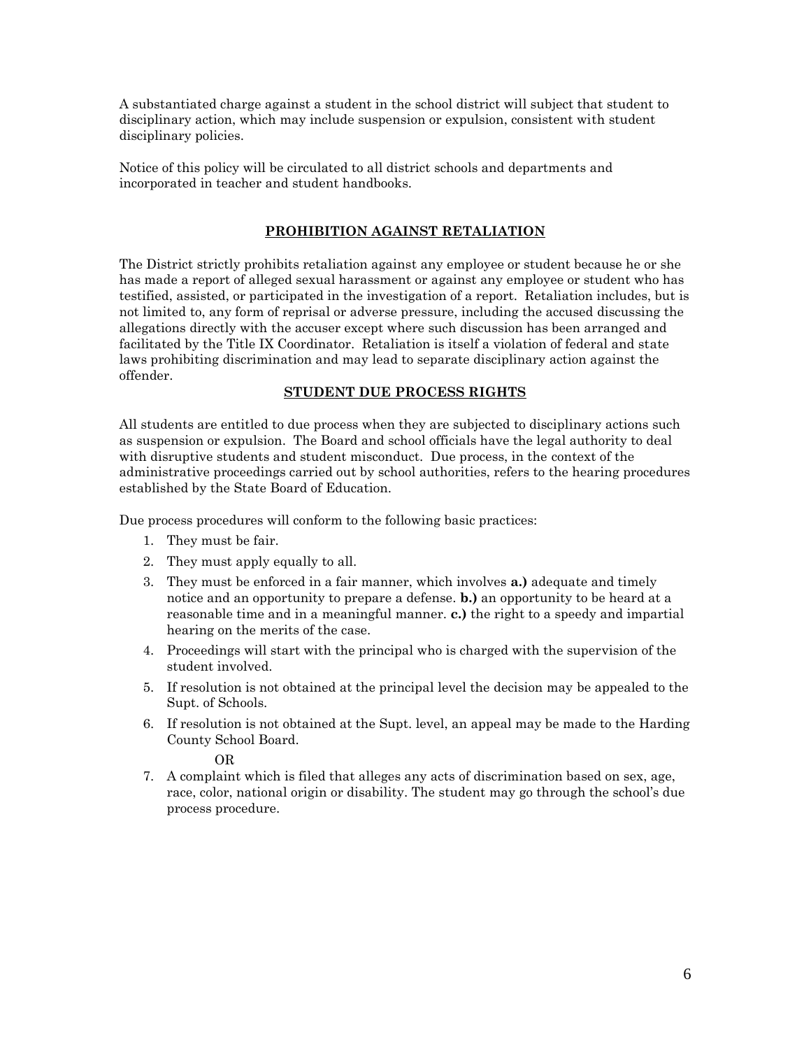A substantiated charge against a student in the school district will subject that student to disciplinary action, which may include suspension or expulsion, consistent with student disciplinary policies.

Notice of this policy will be circulated to all district schools and departments and incorporated in teacher and student handbooks.

## PROHIBITION AGAINST RETALIATION

The District strictly prohibits retaliation against any employee or student because he or she has made a report of alleged sexual harassment or against any employee or student who has testified, assisted, or participated in the investigation of a report. Retaliation includes, but is not limited to, any form of reprisal or adverse pressure, including the accused discussing the allegations directly with the accuser except where such discussion has been arranged and facilitated by the Title IX Coordinator. Retaliation is itself a violation of federal and state laws prohibiting discrimination and may lead to separate disciplinary action against the offender.

## STUDENT DUE PROCESS RIGHTS

All students are entitled to due process when they are subjected to disciplinary actions such as suspension or expulsion. The Board and school officials have the legal authority to deal with disruptive students and student misconduct. Due process, in the context of the administrative proceedings carried out by school authorities, refers to the hearing procedures established by the State Board of Education.

Due process procedures will conform to the following basic practices:

1. They must be fair.
2. They must apply equally to all.
3. They must be enforced in a fair manner, which involves **a.)** adequate and timely notice and an opportunity to prepare a defense. **b.)** an opportunity to be heard at a reasonable time and in a meaningful manner. **c.)** the right to a speedy and impartial hearing on the merits of the case.
4. Proceedings will start with the principal who is charged with the supervision of the student involved.
5. If resolution is not obtained at the principal level the decision may be appealed to the Supt. of Schools.
6. If resolution is not obtained at the Supt. level, an appeal may be made to the Harding County School Board.

   OR

7. A complaint which is filed that alleges any acts of discrimination based on sex, age, race, color, national origin or disability. The student may go through the school's due process procedure.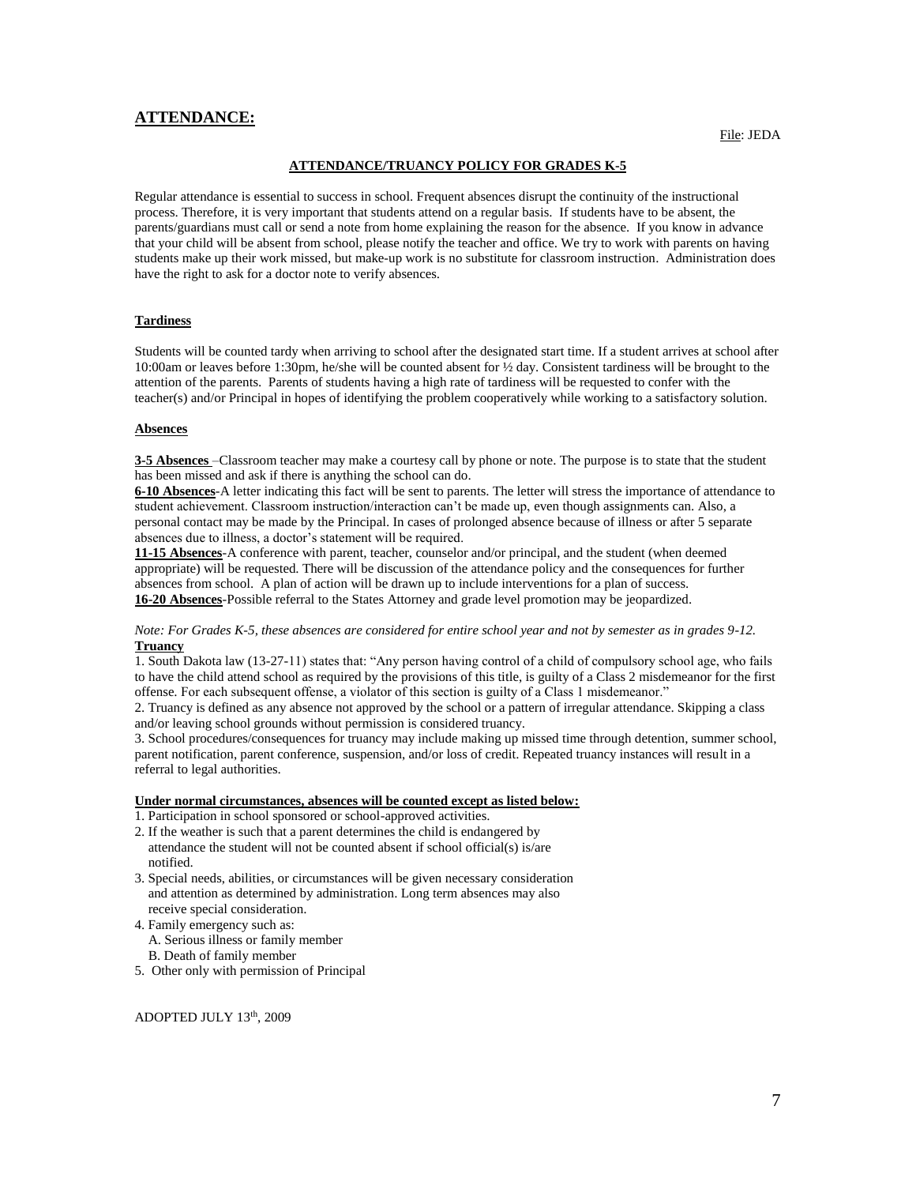## ATTENDANCE:

File: JEDA

### ATTENDANCE/TRUANCY POLICY FOR GRADES K-5

Regular attendance is essential to success in school. Frequent absences disrupt the continuity of the instructional process. Therefore, it is very important that students attend on a regular basis. If students have to be absent, the parents/guardians must call or send a note from home explaining the reason for the absence. If you know in advance that your child will be absent from school, please notify the teacher and office. We try to work with parents on having students make up their work missed, but make-up work is no substitute for classroom instruction. Administration does have the right to ask for a doctor note to verify absences.

**Tardiness**

Students will be counted tardy when arriving to school after the designated start time. If a student arrives at school after 10:00am or leaves before 1:30pm, he/she will be counted absent for ½ day. Consistent tardiness will be brought to the attention of the parents. Parents of students having a high rate of tardiness will be requested to confer with the teacher(s) and/or Principal in hopes of identifying the problem cooperatively while working to a satisfactory solution.

**Absences**

**3-5 Absences** –Classroom teacher may make a courtesy call by phone or note. The purpose is to state that the student has been missed and ask if there is anything the school can do.
**6-10 Absences**-A letter indicating this fact will be sent to parents. The letter will stress the importance of attendance to student achievement. Classroom instruction/interaction can't be made up, even though assignments can. Also, a personal contact may be made by the Principal. In cases of prolonged absence because of illness or after 5 separate absences due to illness, a doctor's statement will be required.
**11-15 Absences**-A conference with parent, teacher, counselor and/or principal, and the student (when deemed appropriate) will be requested. There will be discussion of the attendance policy and the consequences for further absences from school. A plan of action will be drawn up to include interventions for a plan of success.
**16-20 Absences**-Possible referral to the States Attorney and grade level promotion may be jeopardized.

*Note: For Grades K-5, these absences are considered for entire school year and not by semester as in grades 9-12.*

**Truancy**

1. South Dakota law (13-27-11) states that: "Any person having control of a child of compulsory school age, who fails to have the child attend school as required by the provisions of this title, is guilty of a Class 2 misdemeanor for the first offense. For each subsequent offense, a violator of this section is guilty of a Class 1 misdemeanor."
2. Truancy is defined as any absence not approved by the school or a pattern of irregular attendance. Skipping a class and/or leaving school grounds without permission is considered truancy.
3. School procedures/consequences for truancy may include making up missed time through detention, summer school, parent notification, parent conference, suspension, and/or loss of credit. Repeated truancy instances will result in a referral to legal authorities.

**Under normal circumstances, absences will be counted except as listed below:**

1. Participation in school sponsored or school-approved activities.
2. If the weather is such that a parent determines the child is endangered by attendance the student will not be counted absent if school official(s) is/are notified.
3. Special needs, abilities, or circumstances will be given necessary consideration and attention as determined by administration. Long term absences may also receive special consideration.
4. Family emergency such as:
   A. Serious illness or family member
   B. Death of family member
5. Other only with permission of Principal

ADOPTED JULY 13th, 2009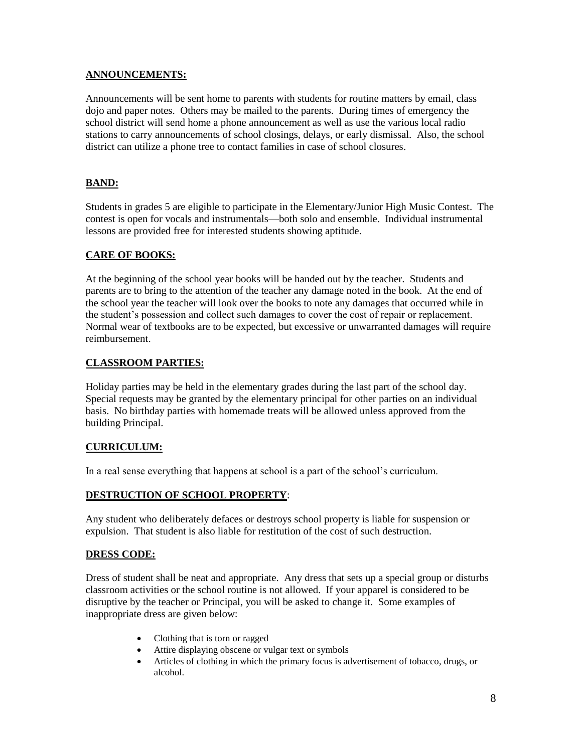**ANNOUNCEMENTS:**

Announcements will be sent home to parents with students for routine matters by email, class dojo and paper notes. Others may be mailed to the parents. During times of emergency the school district will send home a phone announcement as well as use the various local radio stations to carry announcements of school closings, delays, or early dismissal. Also, the school district can utilize a phone tree to contact families in case of school closures.

**BAND:**

Students in grades 5 are eligible to participate in the Elementary/Junior High Music Contest. The contest is open for vocals and instrumentals—both solo and ensemble. Individual instrumental lessons are provided free for interested students showing aptitude.

**CARE OF BOOKS:**

At the beginning of the school year books will be handed out by the teacher. Students and parents are to bring to the attention of the teacher any damage noted in the book. At the end of the school year the teacher will look over the books to note any damages that occurred while in the student's possession and collect such damages to cover the cost of repair or replacement. Normal wear of textbooks are to be expected, but excessive or unwarranted damages will require reimbursement.

**CLASSROOM PARTIES:**

Holiday parties may be held in the elementary grades during the last part of the school day. Special requests may be granted by the elementary principal for other parties on an individual basis. No birthday parties with homemade treats will be allowed unless approved from the building Principal.

**CURRICULUM:**

In a real sense everything that happens at school is a part of the school's curriculum.

**DESTRUCTION OF SCHOOL PROPERTY:**

Any student who deliberately defaces or destroys school property is liable for suspension or expulsion. That student is also liable for restitution of the cost of such destruction.

**DRESS CODE:**

Dress of student shall be neat and appropriate. Any dress that sets up a special group or disturbs classroom activities or the school routine is not allowed. If your apparel is considered to be disruptive by the teacher or Principal, you will be asked to change it. Some examples of inappropriate dress are given below:

- Clothing that is torn or ragged
- Attire displaying obscene or vulgar text or symbols
- Articles of clothing in which the primary focus is advertisement of tobacco, drugs, or alcohol.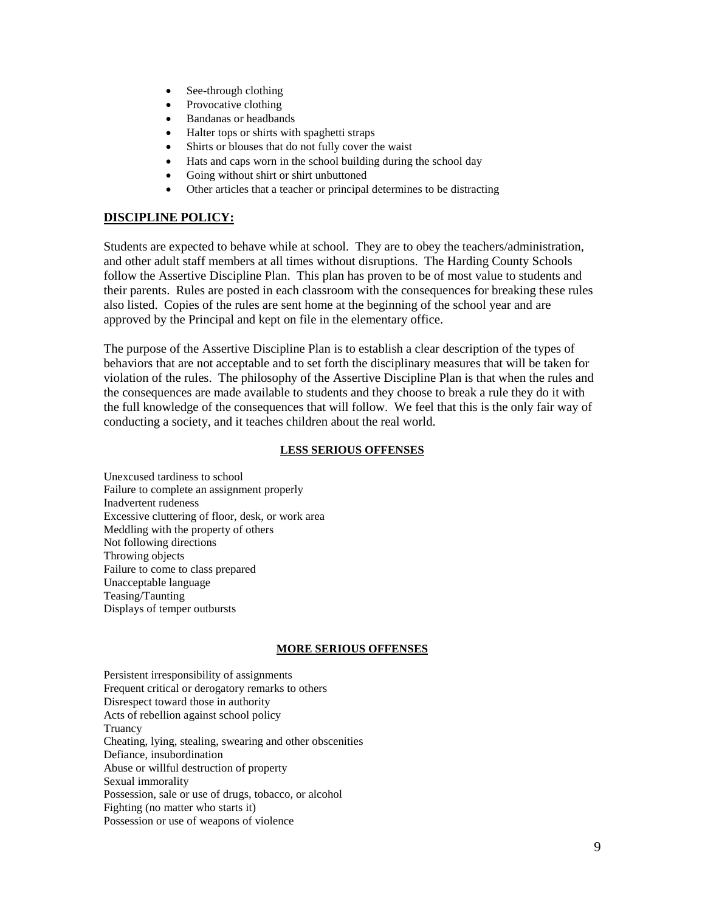- See-through clothing
- Provocative clothing
- Bandanas or headbands
- Halter tops or shirts with spaghetti straps
- Shirts or blouses that do not fully cover the waist
- Hats and caps worn in the school building during the school day
- Going without shirt or shirt unbuttoned
- Other articles that a teacher or principal determines to be distracting

## DISCIPLINE POLICY:

Students are expected to behave while at school. They are to obey the teachers/administration, and other adult staff members at all times without disruptions. The Harding County Schools follow the Assertive Discipline Plan. This plan has proven to be of most value to students and their parents. Rules are posted in each classroom with the consequences for breaking these rules also listed. Copies of the rules are sent home at the beginning of the school year and are approved by the Principal and kept on file in the elementary office.

The purpose of the Assertive Discipline Plan is to establish a clear description of the types of behaviors that are not acceptable and to set forth the disciplinary measures that will be taken for violation of the rules. The philosophy of the Assertive Discipline Plan is that when the rules and the consequences are made available to students and they choose to break a rule they do it with the full knowledge of the consequences that will follow. We feel that this is the only fair way of conducting a society, and it teaches children about the real world.

### LESS SERIOUS OFFENSES

Unexcused tardiness to school
Failure to complete an assignment properly
Inadvertent rudeness
Excessive cluttering of floor, desk, or work area
Meddling with the property of others
Not following directions
Throwing objects
Failure to come to class prepared
Unacceptable language
Teasing/Taunting
Displays of temper outbursts

### MORE SERIOUS OFFENSES

Persistent irresponsibility of assignments
Frequent critical or derogatory remarks to others
Disrespect toward those in authority
Acts of rebellion against school policy
Truancy
Cheating, lying, stealing, swearing and other obscenities
Defiance, insubordination
Abuse or willful destruction of property
Sexual immorality
Possession, sale or use of drugs, tobacco, or alcohol
Fighting (no matter who starts it)
Possession or use of weapons of violence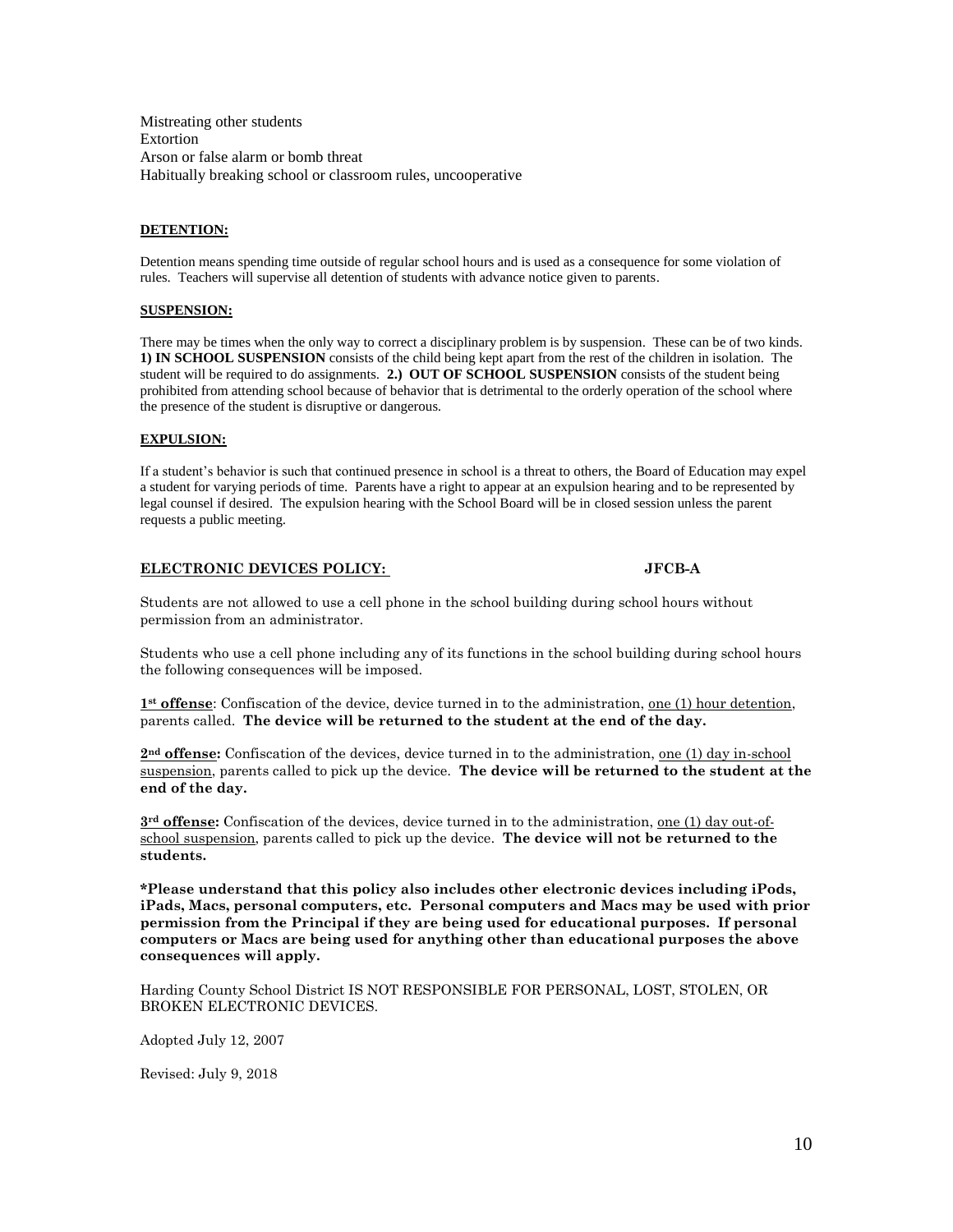Mistreating other students
Extortion
Arson or false alarm or bomb threat
Habitually breaking school or classroom rules, uncooperative

**DETENTION:**

Detention means spending time outside of regular school hours and is used as a consequence for some violation of rules. Teachers will supervise all detention of students with advance notice given to parents.

**SUSPENSION:**

There may be times when the only way to correct a disciplinary problem is by suspension. These can be of two kinds. **1) IN SCHOOL SUSPENSION** consists of the child being kept apart from the rest of the children in isolation. The student will be required to do assignments. **2.) OUT OF SCHOOL SUSPENSION** consists of the student being prohibited from attending school because of behavior that is detrimental to the orderly operation of the school where the presence of the student is disruptive or dangerous.

**EXPULSION:**

If a student's behavior is such that continued presence in school is a threat to others, the Board of Education may expel a student for varying periods of time. Parents have a right to appear at an expulsion hearing and to be represented by legal counsel if desired. The expulsion hearing with the School Board will be in closed session unless the parent requests a public meeting.

**ELECTRONIC DEVICES POLICY:** **JFCB-A**

Students are not allowed to use a cell phone in the school building during school hours without permission from an administrator.

Students who use a cell phone including any of its functions in the school building during school hours the following consequences will be imposed.

**1st offense**: Confiscation of the device, device turned in to the administration, one (1) hour detention, parents called. **The device will be returned to the student at the end of the day.**

**2nd offense:** Confiscation of the devices, device turned in to the administration, one (1) day in-school suspension, parents called to pick up the device. **The device will be returned to the student at the end of the day.**

**3rd offense:** Confiscation of the devices, device turned in to the administration, one (1) day out-of-school suspension, parents called to pick up the device. **The device will not be returned to the students.**

**\*Please understand that this policy also includes other electronic devices including iPods, iPads, Macs, personal computers, etc. Personal computers and Macs may be used with prior permission from the Principal if they are being used for educational purposes. If personal computers or Macs are being used for anything other than educational purposes the above consequences will apply.**

Harding County School District IS NOT RESPONSIBLE FOR PERSONAL, LOST, STOLEN, OR BROKEN ELECTRONIC DEVICES.

Adopted July 12, 2007

Revised: July 9, 2018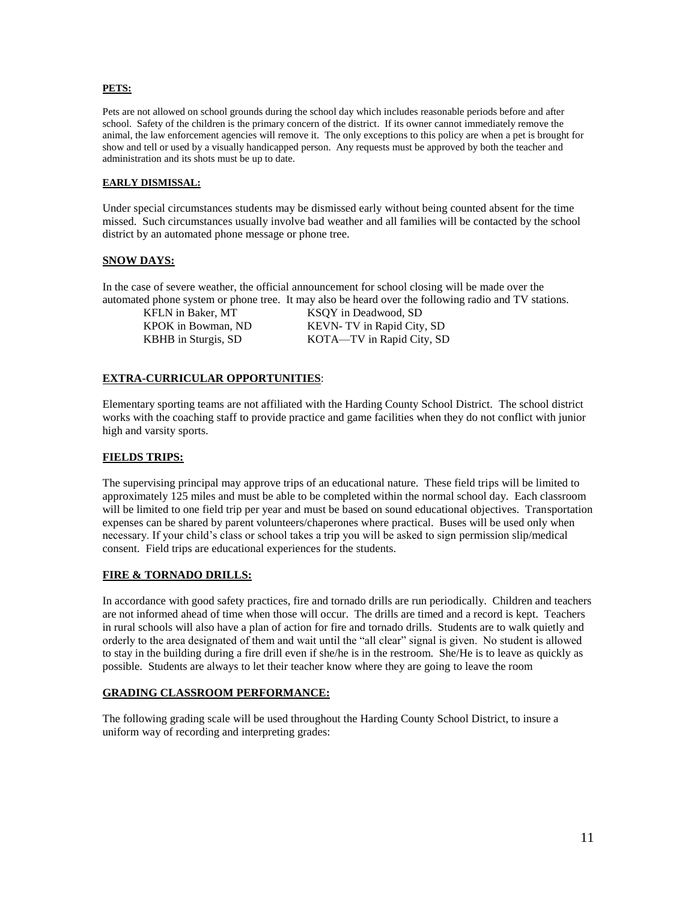**PETS:**

Pets are not allowed on school grounds during the school day which includes reasonable periods before and after school. Safety of the children is the primary concern of the district. If its owner cannot immediately remove the animal, the law enforcement agencies will remove it. The only exceptions to this policy are when a pet is brought for show and tell or used by a visually handicapped person. Any requests must be approved by both the teacher and administration and its shots must be up to date.

**EARLY DISMISSAL:**

Under special circumstances students may be dismissed early without being counted absent for the time missed. Such circumstances usually involve bad weather and all families will be contacted by the school district by an automated phone message or phone tree.

**SNOW DAYS:**

In the case of severe weather, the official announcement for school closing will be made over the automated phone system or phone tree. It may also be heard over the following radio and TV stations.

| | |
|---|---|
| KFLN in Baker, MT | KSQY in Deadwood, SD |
| KPOK in Bowman, ND | KEVN- TV in Rapid City, SD |
| KBHB in Sturgis, SD | KOTA—TV in Rapid City, SD |

**EXTRA-CURRICULAR OPPORTUNITIES**:

Elementary sporting teams are not affiliated with the Harding County School District. The school district works with the coaching staff to provide practice and game facilities when they do not conflict with junior high and varsity sports.

**FIELDS TRIPS:**

The supervising principal may approve trips of an educational nature. These field trips will be limited to approximately 125 miles and must be able to be completed within the normal school day. Each classroom will be limited to one field trip per year and must be based on sound educational objectives. Transportation expenses can be shared by parent volunteers/chaperones where practical. Buses will be used only when necessary. If your child's class or school takes a trip you will be asked to sign permission slip/medical consent. Field trips are educational experiences for the students.

**FIRE & TORNADO DRILLS:**

In accordance with good safety practices, fire and tornado drills are run periodically. Children and teachers are not informed ahead of time when those will occur. The drills are timed and a record is kept. Teachers in rural schools will also have a plan of action for fire and tornado drills. Students are to walk quietly and orderly to the area designated of them and wait until the "all clear" signal is given. No student is allowed to stay in the building during a fire drill even if she/he is in the restroom. She/He is to leave as quickly as possible. Students are always to let their teacher know where they are going to leave the room

**GRADING CLASSROOM PERFORMANCE:**

The following grading scale will be used throughout the Harding County School District, to insure a uniform way of recording and interpreting grades: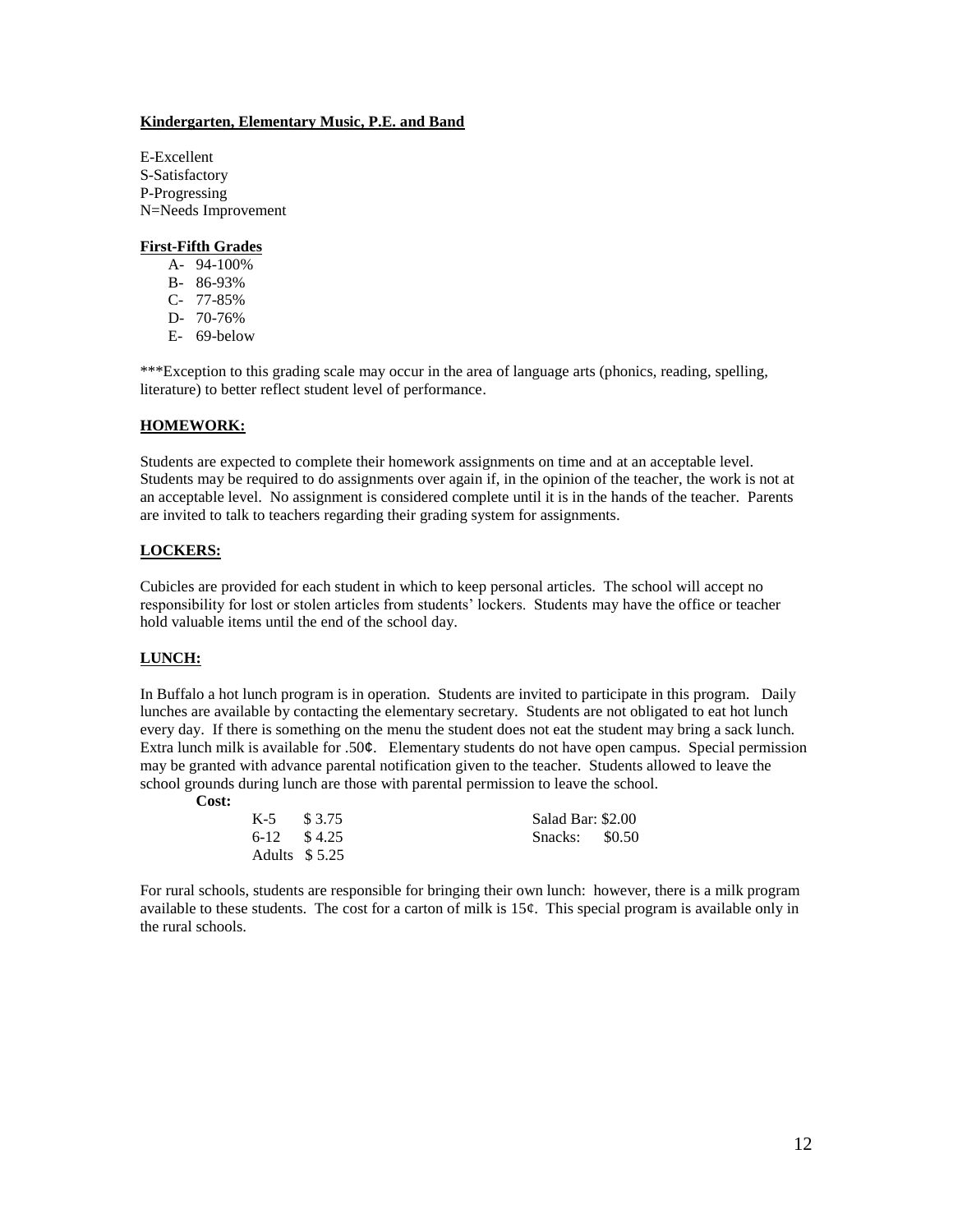**Kindergarten, Elementary Music, P.E. and Band**

E-Excellent
S-Satisfactory
P-Progressing
N=Needs Improvement

**First-Fifth Grades**

- A- 94-100%
- B- 86-93%
- C- 77-85%
- D- 70-76%
- E- 69-below

***Exception to this grading scale may occur in the area of language arts (phonics, reading, spelling, literature) to better reflect student level of performance.

## HOMEWORK:

Students are expected to complete their homework assignments on time and at an acceptable level. Students may be required to do assignments over again if, in the opinion of the teacher, the work is not at an acceptable level. No assignment is considered complete until it is in the hands of the teacher. Parents are invited to talk to teachers regarding their grading system for assignments.

## LOCKERS:

Cubicles are provided for each student in which to keep personal articles. The school will accept no responsibility for lost or stolen articles from students' lockers. Students may have the office or teacher hold valuable items until the end of the school day.

## LUNCH:

In Buffalo a hot lunch program is in operation. Students are invited to participate in this program. Daily lunches are available by contacting the elementary secretary. Students are not obligated to eat hot lunch every day. If there is something on the menu the student does not eat the student may bring a sack lunch. Extra lunch milk is available for .50¢. Elementary students do not have open campus. Special permission may be granted with advance parental notification given to the teacher. Students allowed to leave the school grounds during lunch are those with parental permission to leave the school.

**Cost:**

| | | | |
|---|---|---|---|
| K-5 | $ 3.75 | Salad Bar: | $2.00 |
| 6-12 | $ 4.25 | Snacks: | $0.50 |
| Adults | $ 5.25 | | |

For rural schools, students are responsible for bringing their own lunch: however, there is a milk program available to these students. The cost for a carton of milk is 15¢. This special program is available only in the rural schools.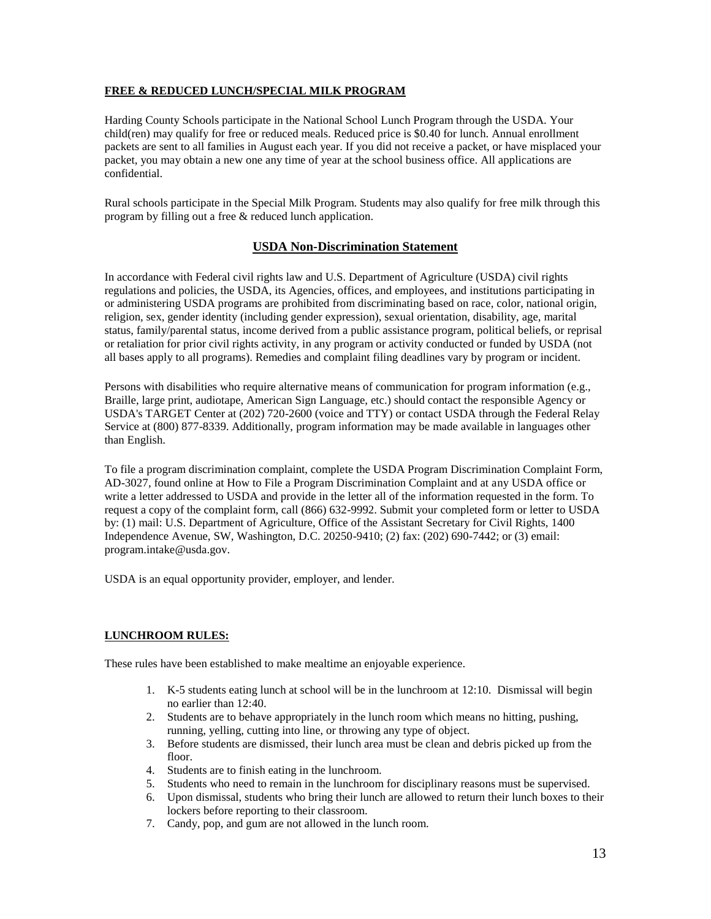**FREE & REDUCED LUNCH/SPECIAL MILK PROGRAM**

Harding County Schools participate in the National School Lunch Program through the USDA. Your child(ren) may qualify for free or reduced meals. Reduced price is $0.40 for lunch. Annual enrollment packets are sent to all families in August each year. If you did not receive a packet, or have misplaced your packet, you may obtain a new one any time of year at the school business office. All applications are confidential.

Rural schools participate in the Special Milk Program. Students may also qualify for free milk through this program by filling out a free & reduced lunch application.

## USDA Non-Discrimination Statement

In accordance with Federal civil rights law and U.S. Department of Agriculture (USDA) civil rights regulations and policies, the USDA, its Agencies, offices, and employees, and institutions participating in or administering USDA programs are prohibited from discriminating based on race, color, national origin, religion, sex, gender identity (including gender expression), sexual orientation, disability, age, marital status, family/parental status, income derived from a public assistance program, political beliefs, or reprisal or retaliation for prior civil rights activity, in any program or activity conducted or funded by USDA (not all bases apply to all programs). Remedies and complaint filing deadlines vary by program or incident.

Persons with disabilities who require alternative means of communication for program information (e.g., Braille, large print, audiotape, American Sign Language, etc.) should contact the responsible Agency or USDA's TARGET Center at (202) 720-2600 (voice and TTY) or contact USDA through the Federal Relay Service at (800) 877-8339. Additionally, program information may be made available in languages other than English.

To file a program discrimination complaint, complete the USDA Program Discrimination Complaint Form, AD-3027, found online at How to File a Program Discrimination Complaint and at any USDA office or write a letter addressed to USDA and provide in the letter all of the information requested in the form. To request a copy of the complaint form, call (866) 632-9992. Submit your completed form or letter to USDA by: (1) mail: U.S. Department of Agriculture, Office of the Assistant Secretary for Civil Rights, 1400 Independence Avenue, SW, Washington, D.C. 20250-9410; (2) fax: (202) 690-7442; or (3) email: program.intake@usda.gov.

USDA is an equal opportunity provider, employer, and lender.

**LUNCHROOM RULES:**

These rules have been established to make mealtime an enjoyable experience.

1. K-5 students eating lunch at school will be in the lunchroom at 12:10. Dismissal will begin no earlier than 12:40.
2. Students are to behave appropriately in the lunch room which means no hitting, pushing, running, yelling, cutting into line, or throwing any type of object.
3. Before students are dismissed, their lunch area must be clean and debris picked up from the floor.
4. Students are to finish eating in the lunchroom.
5. Students who need to remain in the lunchroom for disciplinary reasons must be supervised.
6. Upon dismissal, students who bring their lunch are allowed to return their lunch boxes to their lockers before reporting to their classroom.
7. Candy, pop, and gum are not allowed in the lunch room.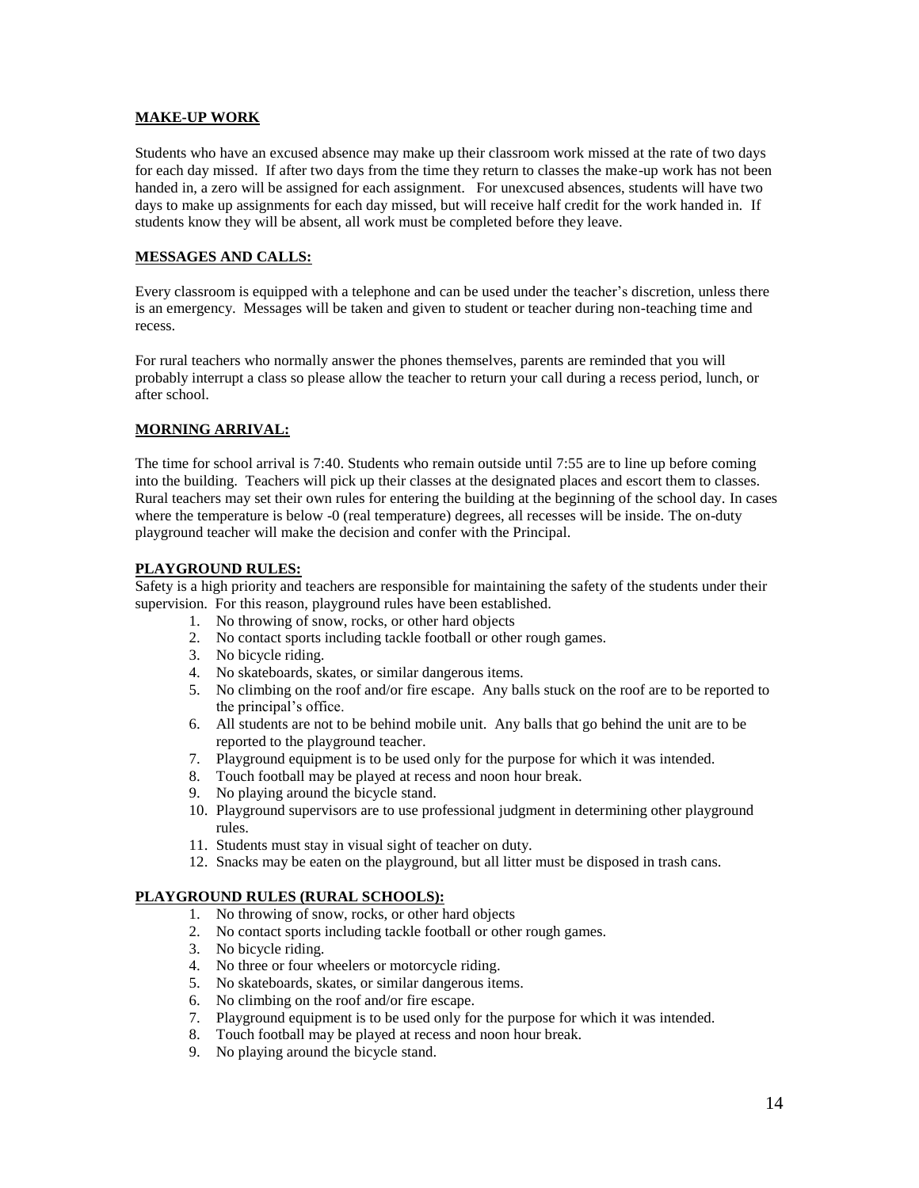## MAKE-UP WORK

Students who have an excused absence may make up their classroom work missed at the rate of two days for each day missed. If after two days from the time they return to classes the make-up work has not been handed in, a zero will be assigned for each assignment. For unexcused absences, students will have two days to make up assignments for each day missed, but will receive half credit for the work handed in. If students know they will be absent, all work must be completed before they leave.

## MESSAGES AND CALLS:

Every classroom is equipped with a telephone and can be used under the teacher's discretion, unless there is an emergency. Messages will be taken and given to student or teacher during non-teaching time and recess.

For rural teachers who normally answer the phones themselves, parents are reminded that you will probably interrupt a class so please allow the teacher to return your call during a recess period, lunch, or after school.

## MORNING ARRIVAL:

The time for school arrival is 7:40. Students who remain outside until 7:55 are to line up before coming into the building. Teachers will pick up their classes at the designated places and escort them to classes. Rural teachers may set their own rules for entering the building at the beginning of the school day. In cases where the temperature is below -0 (real temperature) degrees, all recesses will be inside. The on-duty playground teacher will make the decision and confer with the Principal.

## PLAYGROUND RULES:

Safety is a high priority and teachers are responsible for maintaining the safety of the students under their supervision. For this reason, playground rules have been established.

1. No throwing of snow, rocks, or other hard objects
2. No contact sports including tackle football or other rough games.
3. No bicycle riding.
4. No skateboards, skates, or similar dangerous items.
5. No climbing on the roof and/or fire escape. Any balls stuck on the roof are to be reported to the principal's office.
6. All students are not to be behind mobile unit. Any balls that go behind the unit are to be reported to the playground teacher.
7. Playground equipment is to be used only for the purpose for which it was intended.
8. Touch football may be played at recess and noon hour break.
9. No playing around the bicycle stand.
10. Playground supervisors are to use professional judgment in determining other playground rules.
11. Students must stay in visual sight of teacher on duty.
12. Snacks may be eaten on the playground, but all litter must be disposed in trash cans.

## PLAYGROUND RULES (RURAL SCHOOLS):

1. No throwing of snow, rocks, or other hard objects
2. No contact sports including tackle football or other rough games.
3. No bicycle riding.
4. No three or four wheelers or motorcycle riding.
5. No skateboards, skates, or similar dangerous items.
6. No climbing on the roof and/or fire escape.
7. Playground equipment is to be used only for the purpose for which it was intended.
8. Touch football may be played at recess and noon hour break.
9. No playing around the bicycle stand.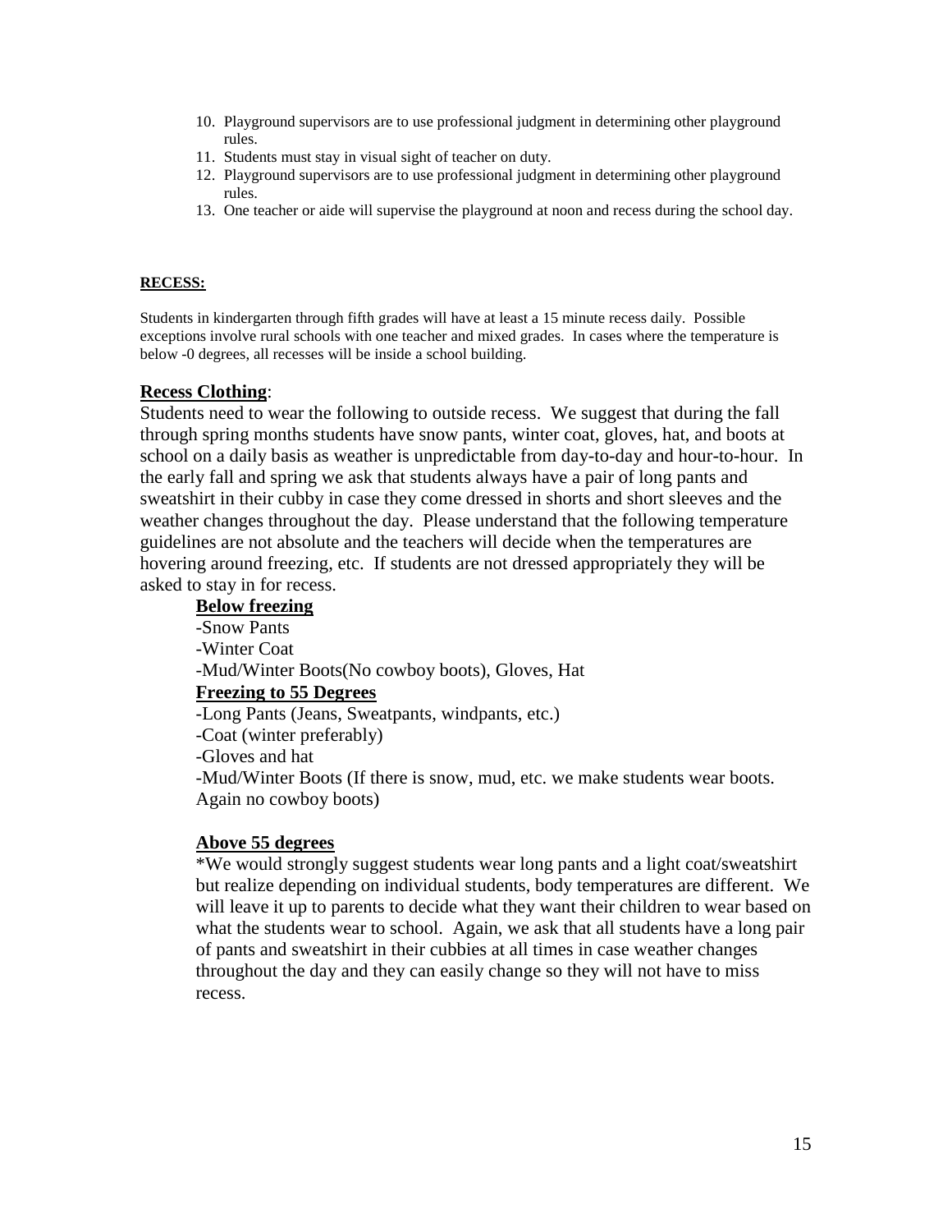10. Playground supervisors are to use professional judgment in determining other playground rules.
11. Students must stay in visual sight of teacher on duty.
12. Playground supervisors are to use professional judgment in determining other playground rules.
13. One teacher or aide will supervise the playground at noon and recess during the school day.

**RECESS:**

Students in kindergarten through fifth grades will have at least a 15 minute recess daily. Possible exceptions involve rural schools with one teacher and mixed grades. In cases where the temperature is below -0 degrees, all recesses will be inside a school building.

**Recess Clothing**:

Students need to wear the following to outside recess. We suggest that during the fall through spring months students have snow pants, winter coat, gloves, hat, and boots at school on a daily basis as weather is unpredictable from day-to-day and hour-to-hour. In the early fall and spring we ask that students always have a pair of long pants and sweatshirt in their cubby in case they come dressed in shorts and short sleeves and the weather changes throughout the day. Please understand that the following temperature guidelines are not absolute and the teachers will decide when the temperatures are hovering around freezing, etc. If students are not dressed appropriately they will be asked to stay in for recess.

**Below freezing**

-Snow Pants
-Winter Coat
-Mud/Winter Boots(No cowboy boots), Gloves, Hat

**Freezing to 55 Degrees**

-Long Pants (Jeans, Sweatpants, windpants, etc.)
-Coat (winter preferably)
-Gloves and hat
-Mud/Winter Boots (If there is snow, mud, etc. we make students wear boots. Again no cowboy boots)

**Above 55 degrees**

*We would strongly suggest students wear long pants and a light coat/sweatshirt but realize depending on individual students, body temperatures are different. We will leave it up to parents to decide what they want their children to wear based on what the students wear to school. Again, we ask that all students have a long pair of pants and sweatshirt in their cubbies at all times in case weather changes throughout the day and they can easily change so they will not have to miss recess.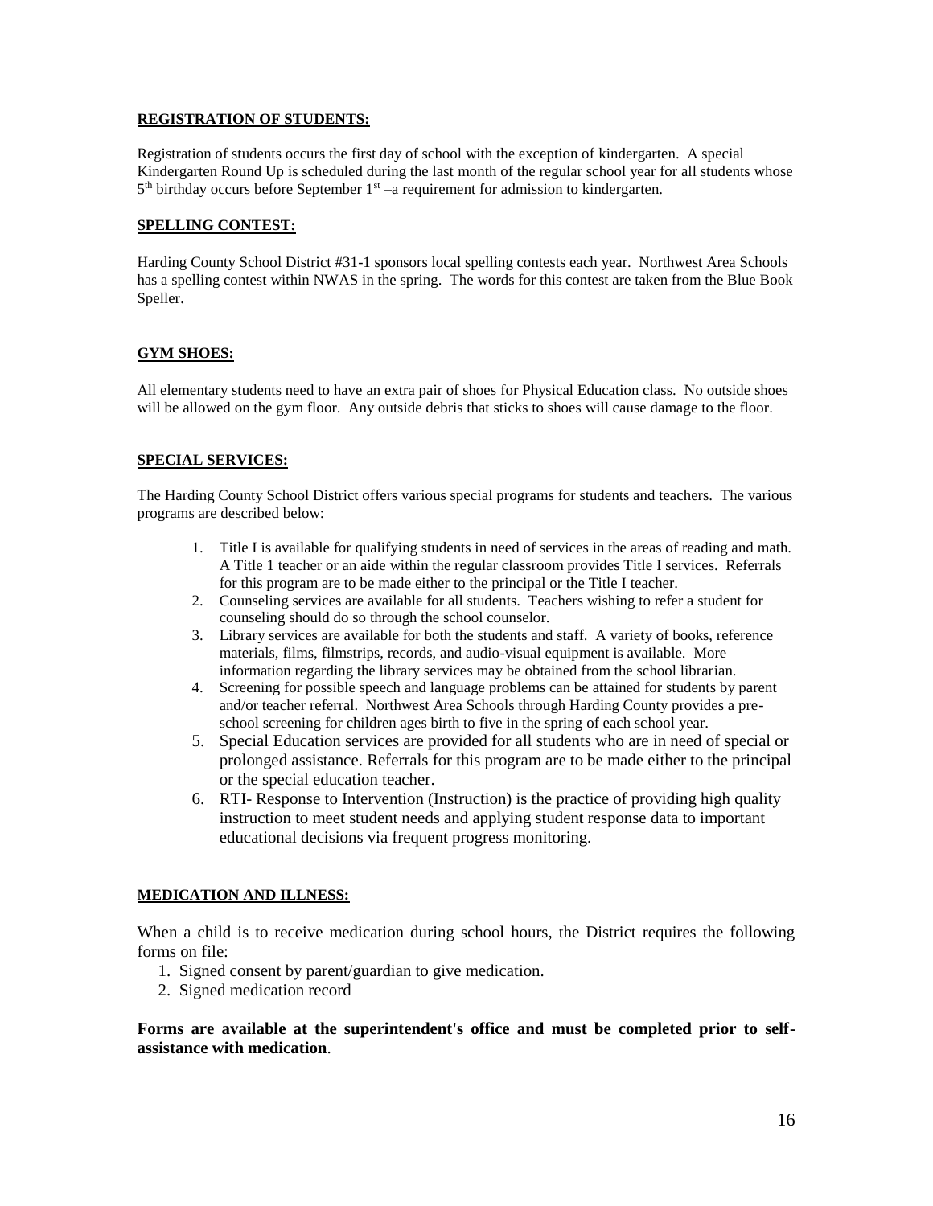**REGISTRATION OF STUDENTS:**

Registration of students occurs the first day of school with the exception of kindergarten. A special Kindergarten Round Up is scheduled during the last month of the regular school year for all students whose 5th birthday occurs before September 1st –a requirement for admission to kindergarten.

**SPELLING CONTEST:**

Harding County School District #31-1 sponsors local spelling contests each year. Northwest Area Schools has a spelling contest within NWAS in the spring. The words for this contest are taken from the Blue Book Speller.

**GYM SHOES:**

All elementary students need to have an extra pair of shoes for Physical Education class. No outside shoes will be allowed on the gym floor. Any outside debris that sticks to shoes will cause damage to the floor.

**SPECIAL SERVICES:**

The Harding County School District offers various special programs for students and teachers. The various programs are described below:

1. Title I is available for qualifying students in need of services in the areas of reading and math. A Title 1 teacher or an aide within the regular classroom provides Title I services. Referrals for this program are to be made either to the principal or the Title I teacher.
2. Counseling services are available for all students. Teachers wishing to refer a student for counseling should do so through the school counselor.
3. Library services are available for both the students and staff. A variety of books, reference materials, films, filmstrips, records, and audio-visual equipment is available. More information regarding the library services may be obtained from the school librarian.
4. Screening for possible speech and language problems can be attained for students by parent and/or teacher referral. Northwest Area Schools through Harding County provides a pre-school screening for children ages birth to five in the spring of each school year.
5. Special Education services are provided for all students who are in need of special or prolonged assistance. Referrals for this program are to be made either to the principal or the special education teacher.
6. RTI- Response to Intervention (Instruction) is the practice of providing high quality instruction to meet student needs and applying student response data to important educational decisions via frequent progress monitoring.

**MEDICATION AND ILLNESS:**

When a child is to receive medication during school hours, the District requires the following forms on file:

1. Signed consent by parent/guardian to give medication.
2. Signed medication record

**Forms are available at the superintendent's office and must be completed prior to self-assistance with medication**.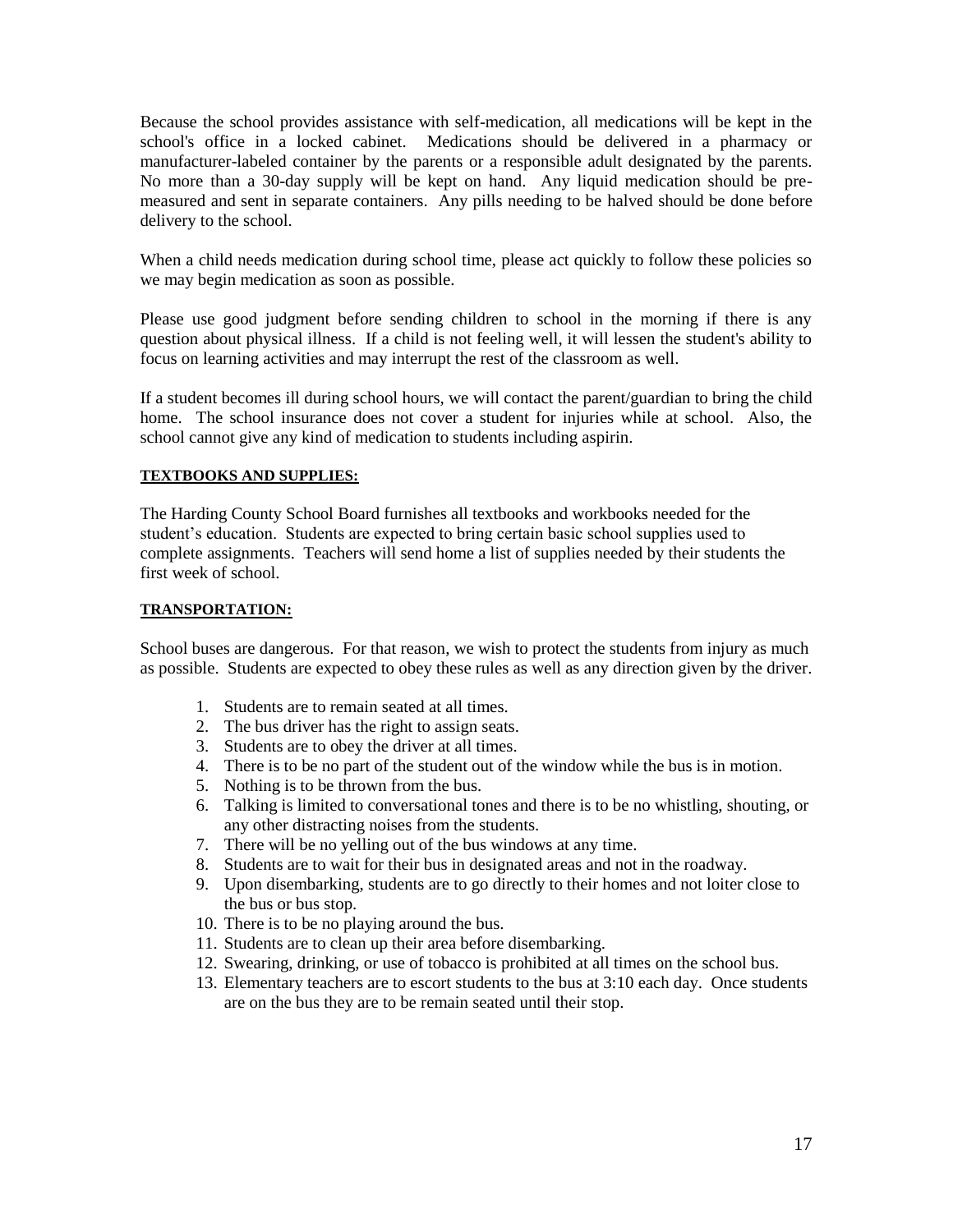Because the school provides assistance with self-medication, all medications will be kept in the school's office in a locked cabinet. Medications should be delivered in a pharmacy or manufacturer-labeled container by the parents or a responsible adult designated by the parents. No more than a 30-day supply will be kept on hand. Any liquid medication should be pre-measured and sent in separate containers. Any pills needing to be halved should be done before delivery to the school.

When a child needs medication during school time, please act quickly to follow these policies so we may begin medication as soon as possible.

Please use good judgment before sending children to school in the morning if there is any question about physical illness. If a child is not feeling well, it will lessen the student's ability to focus on learning activities and may interrupt the rest of the classroom as well.

If a student becomes ill during school hours, we will contact the parent/guardian to bring the child home. The school insurance does not cover a student for injuries while at school. Also, the school cannot give any kind of medication to students including aspirin.

**TEXTBOOKS AND SUPPLIES:**

The Harding County School Board furnishes all textbooks and workbooks needed for the student's education. Students are expected to bring certain basic school supplies used to complete assignments. Teachers will send home a list of supplies needed by their students the first week of school.

**TRANSPORTATION:**

School buses are dangerous. For that reason, we wish to protect the students from injury as much as possible. Students are expected to obey these rules as well as any direction given by the driver.

1. Students are to remain seated at all times.
2. The bus driver has the right to assign seats.
3. Students are to obey the driver at all times.
4. There is to be no part of the student out of the window while the bus is in motion.
5. Nothing is to be thrown from the bus.
6. Talking is limited to conversational tones and there is to be no whistling, shouting, or any other distracting noises from the students.
7. There will be no yelling out of the bus windows at any time.
8. Students are to wait for their bus in designated areas and not in the roadway.
9. Upon disembarking, students are to go directly to their homes and not loiter close to the bus or bus stop.
10. There is to be no playing around the bus.
11. Students are to clean up their area before disembarking.
12. Swearing, drinking, or use of tobacco is prohibited at all times on the school bus.
13. Elementary teachers are to escort students to the bus at 3:10 each day. Once students are on the bus they are to be remain seated until their stop.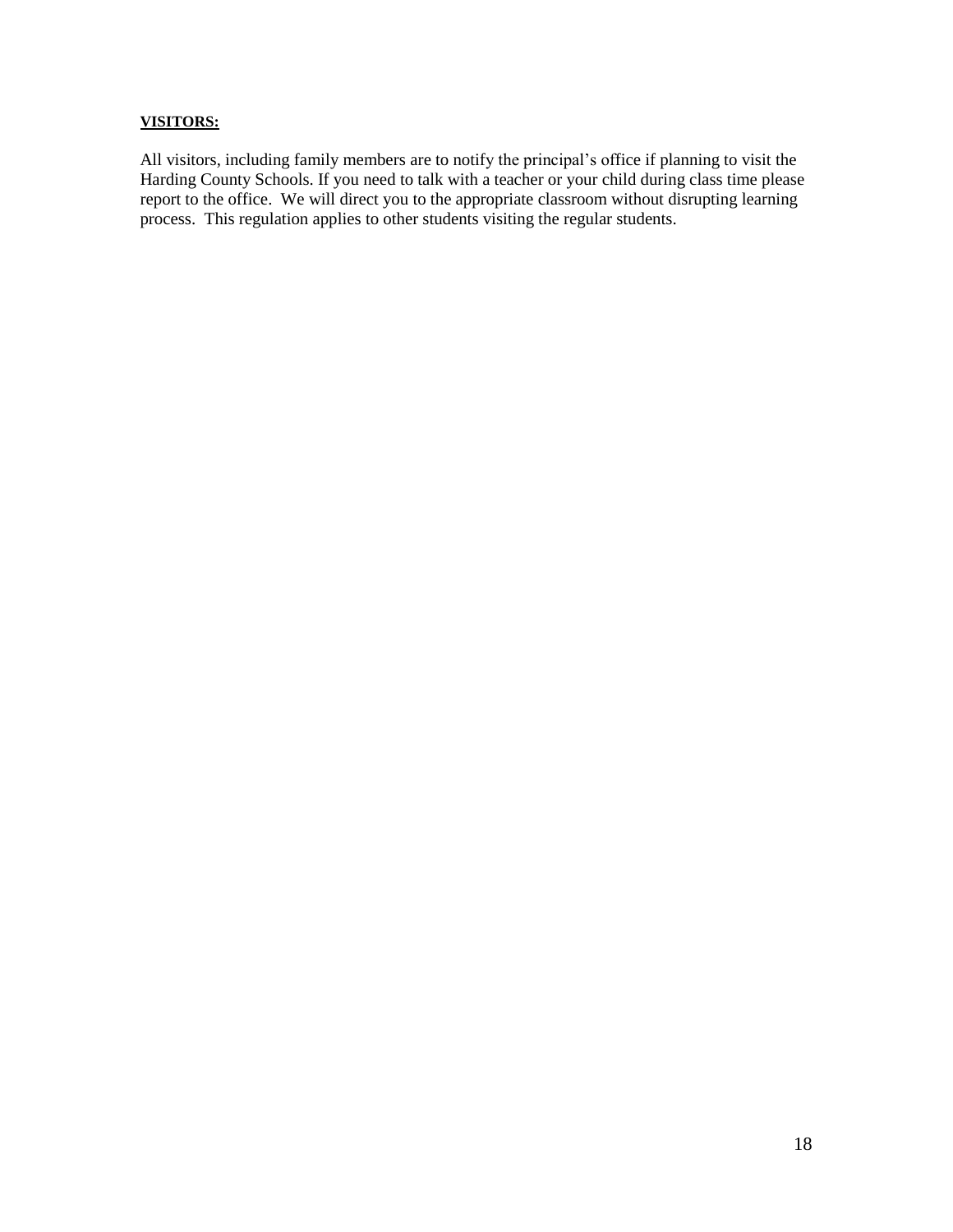**VISITORS:**

All visitors, including family members are to notify the principal's office if planning to visit the Harding County Schools. If you need to talk with a teacher or your child during class time please report to the office. We will direct you to the appropriate classroom without disrupting learning process. This regulation applies to other students visiting the regular students.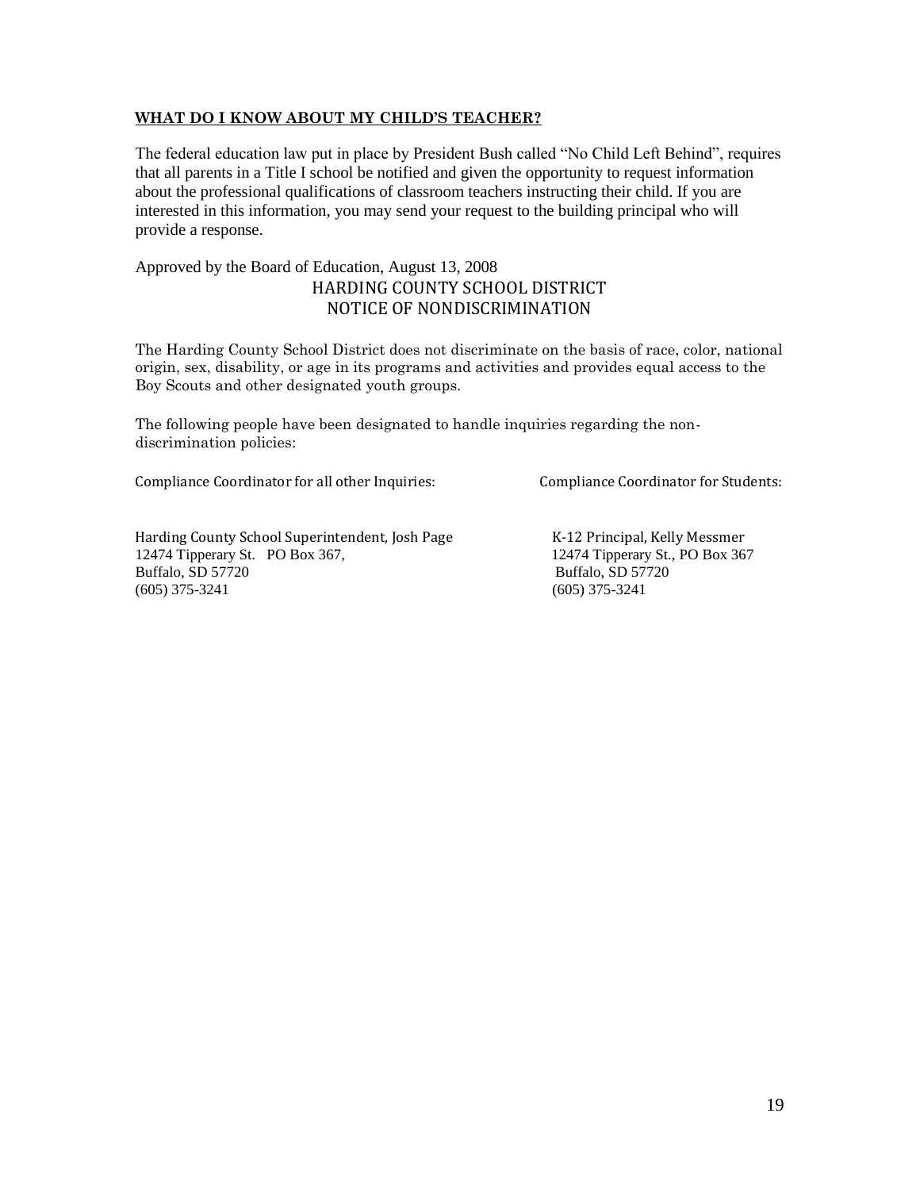**WHAT DO I KNOW ABOUT MY CHILD'S TEACHER?**

The federal education law put in place by President Bush called "No Child Left Behind", requires that all parents in a Title I school be notified and given the opportunity to request information about the professional qualifications of classroom teachers instructing their child. If you are interested in this information, you may send your request to the building principal who will provide a response.

Approved by the Board of Education, August 13, 2008

## HARDING COUNTY SCHOOL DISTRICT
## NOTICE OF NONDISCRIMINATION

The Harding County School District does not discriminate on the basis of race, color, national origin, sex, disability, or age in its programs and activities and provides equal access to the Boy Scouts and other designated youth groups.

The following people have been designated to handle inquiries regarding the non-discrimination policies:

Compliance Coordinator for all other Inquiries:

Harding County School Superintendent, Josh Page
12474 Tipperary St. PO Box 367,
Buffalo, SD 57720
(605) 375-3241

Compliance Coordinator for Students:

K-12 Principal, Kelly Messmer
12474 Tipperary St., PO Box 367
Buffalo, SD 57720
(605) 375-3241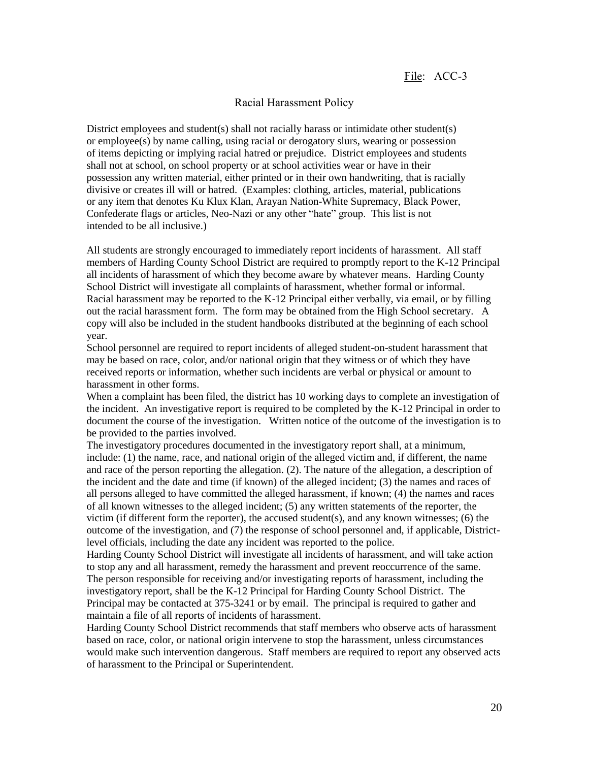File: ACC-3

## Racial Harassment Policy

District employees and student(s) shall not racially harass or intimidate other student(s) or employee(s) by name calling, using racial or derogatory slurs, wearing or possession of items depicting or implying racial hatred or prejudice. District employees and students shall not at school, on school property or at school activities wear or have in their possession any written material, either printed or in their own handwriting, that is racially divisive or creates ill will or hatred. (Examples: clothing, articles, material, publications or any item that denotes Ku Klux Klan, Arayan Nation-White Supremacy, Black Power, Confederate flags or articles, Neo-Nazi or any other "hate" group. This list is not intended to be all inclusive.)

All students are strongly encouraged to immediately report incidents of harassment. All staff members of Harding County School District are required to promptly report to the K-12 Principal all incidents of harassment of which they become aware by whatever means. Harding County School District will investigate all complaints of harassment, whether formal or informal. Racial harassment may be reported to the K-12 Principal either verbally, via email, or by filling out the racial harassment form. The form may be obtained from the High School secretary. A copy will also be included in the student handbooks distributed at the beginning of each school year.

School personnel are required to report incidents of alleged student-on-student harassment that may be based on race, color, and/or national origin that they witness or of which they have received reports or information, whether such incidents are verbal or physical or amount to harassment in other forms.

When a complaint has been filed, the district has 10 working days to complete an investigation of the incident. An investigative report is required to be completed by the K-12 Principal in order to document the course of the investigation. Written notice of the outcome of the investigation is to be provided to the parties involved.

The investigatory procedures documented in the investigatory report shall, at a minimum, include: (1) the name, race, and national origin of the alleged victim and, if different, the name and race of the person reporting the allegation. (2). The nature of the allegation, a description of the incident and the date and time (if known) of the alleged incident; (3) the names and races of all persons alleged to have committed the alleged harassment, if known; (4) the names and races of all known witnesses to the alleged incident; (5) any written statements of the reporter, the victim (if different form the reporter), the accused student(s), and any known witnesses; (6) the outcome of the investigation, and (7) the response of school personnel and, if applicable, District-level officials, including the date any incident was reported to the police.

Harding County School District will investigate all incidents of harassment, and will take action to stop any and all harassment, remedy the harassment and prevent reoccurrence of the same. The person responsible for receiving and/or investigating reports of harassment, including the investigatory report, shall be the K-12 Principal for Harding County School District. The Principal may be contacted at 375-3241 or by email. The principal is required to gather and maintain a file of all reports of incidents of harassment.

Harding County School District recommends that staff members who observe acts of harassment based on race, color, or national origin intervene to stop the harassment, unless circumstances would make such intervention dangerous. Staff members are required to report any observed acts of harassment to the Principal or Superintendent.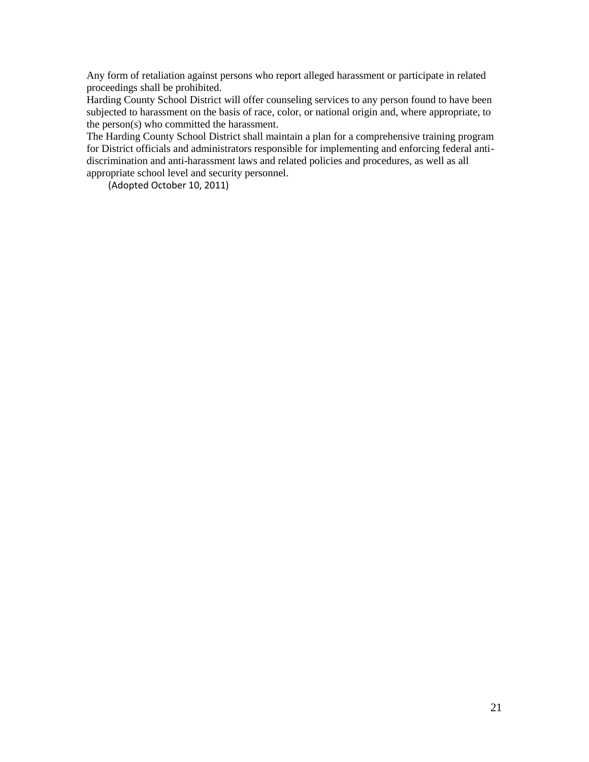Any form of retaliation against persons who report alleged harassment or participate in related proceedings shall be prohibited.

Harding County School District will offer counseling services to any person found to have been subjected to harassment on the basis of race, color, or national origin and, where appropriate, to the person(s) who committed the harassment.

The Harding County School District shall maintain a plan for a comprehensive training program for District officials and administrators responsible for implementing and enforcing federal anti-discrimination and anti-harassment laws and related policies and procedures, as well as all appropriate school level and security personnel.

(Adopted October 10, 2011)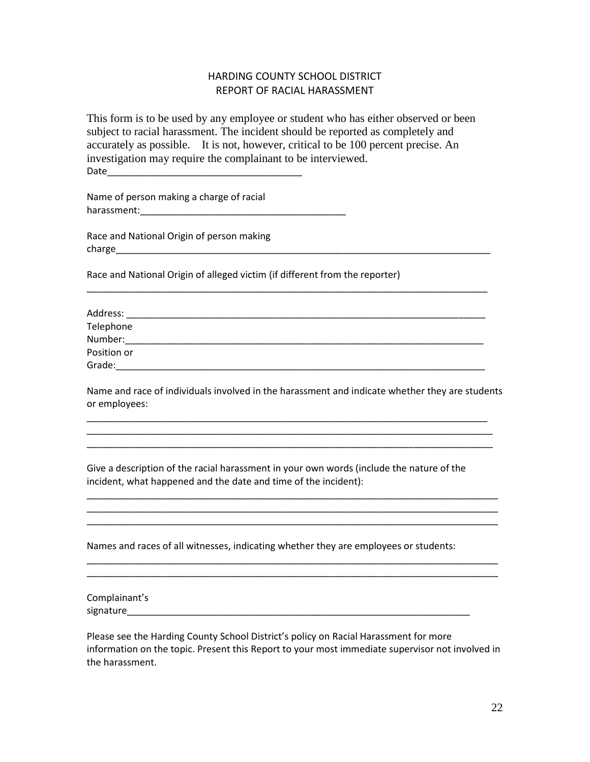# HARDING COUNTY SCHOOL DISTRICT
## REPORT OF RACIAL HARASSMENT

This form is to be used by any employee or student who has either observed or been subject to racial harassment. The incident should be reported as completely and accurately as possible. It is not, however, critical to be 100 percent precise. An investigation may require the complainant to be interviewed.

Date____________________________________

Name of person making a charge of racial harassment:______________________________________

Race and National Origin of person making charge__________________________________________________________________________

Race and National Origin of alleged victim (if different from the reporter)

_______________________________________________________________________________

Address: _____________________________________________________________________

Telephone Number:____________________________________________________________________

Position or Grade:______________________________________________________________________

Name and race of individuals involved in the harassment and indicate whether they are students or employees:

_______________________________________________________________________________
________________________________________________________________________________
________________________________________________________________________________

Give a description of the racial harassment in your own words (include the nature of the incident, what happened and the date and time of the incident):

_________________________________________________________________________________
_________________________________________________________________________________
_________________________________________________________________________________

Names and races of all witnesses, indicating whether they are employees or students:

_________________________________________________________________________________
_________________________________________________________________________________

Complainant's signature_____________________________________________________________________

Please see the Harding County School District's policy on Racial Harassment for more information on the topic. Present this Report to your most immediate supervisor not involved in the harassment.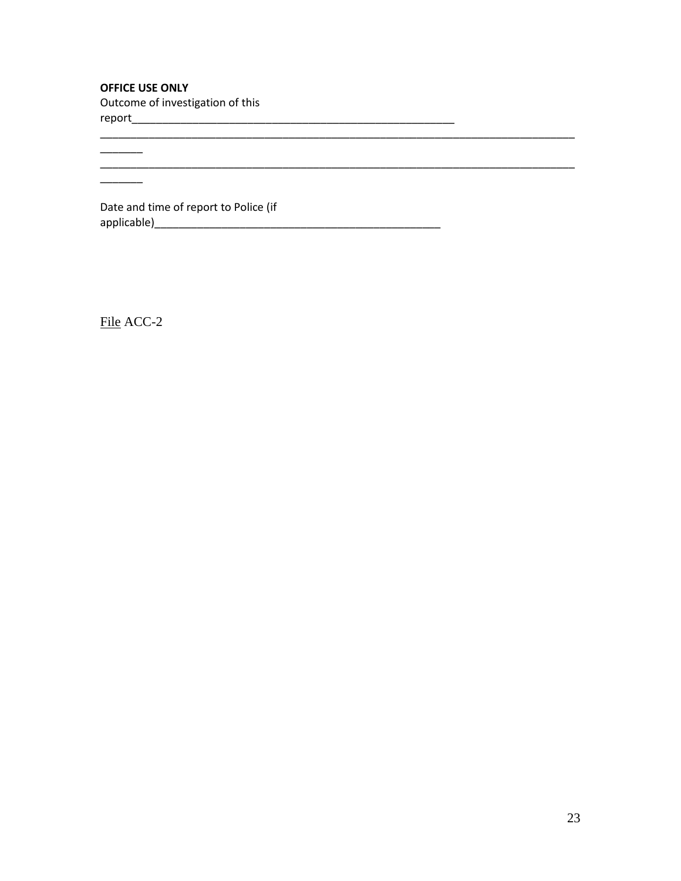**OFFICE USE ONLY**

Outcome of investigation of this report_______________________________________________________

_______________________________________________________________________________________

_______________________________________________________________________________________

Date and time of report to Police (if applicable)_________________________________________________

File ACC-2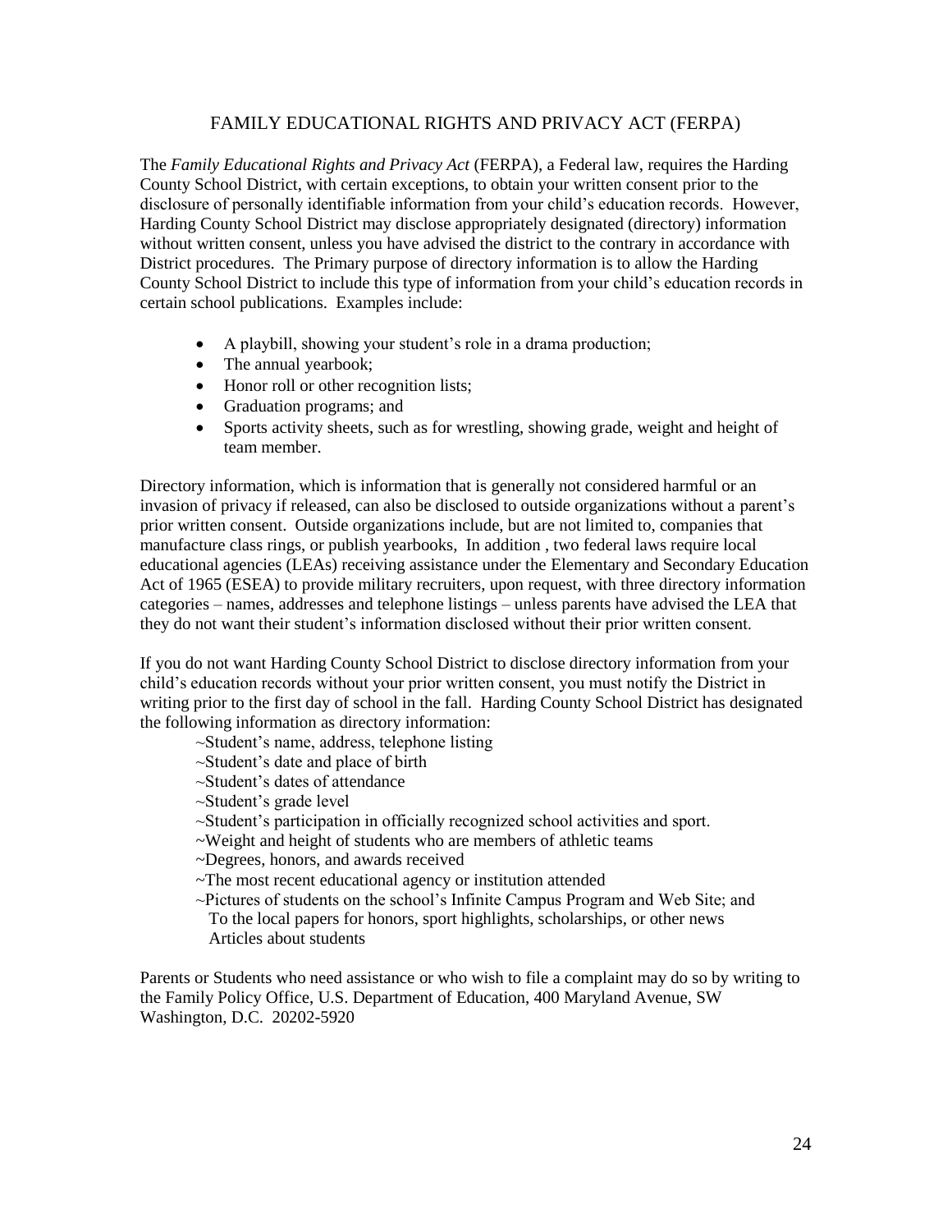## FAMILY EDUCATIONAL RIGHTS AND PRIVACY ACT (FERPA)

The *Family Educational Rights and Privacy Act* (FERPA), a Federal law, requires the Harding County School District, with certain exceptions, to obtain your written consent prior to the disclosure of personally identifiable information from your child's education records. However, Harding County School District may disclose appropriately designated (directory) information without written consent, unless you have advised the district to the contrary in accordance with District procedures. The Primary purpose of directory information is to allow the Harding County School District to include this type of information from your child's education records in certain school publications. Examples include:

- A playbill, showing your student's role in a drama production;
- The annual yearbook;
- Honor roll or other recognition lists;
- Graduation programs; and
- Sports activity sheets, such as for wrestling, showing grade, weight and height of team member.

Directory information, which is information that is generally not considered harmful or an invasion of privacy if released, can also be disclosed to outside organizations without a parent's prior written consent. Outside organizations include, but are not limited to, companies that manufacture class rings, or publish yearbooks, In addition , two federal laws require local educational agencies (LEAs) receiving assistance under the Elementary and Secondary Education Act of 1965 (ESEA) to provide military recruiters, upon request, with three directory information categories – names, addresses and telephone listings – unless parents have advised the LEA that they do not want their student's information disclosed without their prior written consent.

If you do not want Harding County School District to disclose directory information from your child's education records without your prior written consent, you must notify the District in writing prior to the first day of school in the fall. Harding County School District has designated the following information as directory information:

~Student's name, address, telephone listing
~Student's date and place of birth
~Student's dates of attendance
~Student's grade level
~Student's participation in officially recognized school activities and sport.
~Weight and height of students who are members of athletic teams
~Degrees, honors, and awards received
~The most recent educational agency or institution attended
~Pictures of students on the school's Infinite Campus Program and Web Site; and
To the local papers for honors, sport highlights, scholarships, or other news
Articles about students

Parents or Students who need assistance or who wish to file a complaint may do so by writing to the Family Policy Office, U.S. Department of Education, 400 Maryland Avenue, SW Washington, D.C. 20202-5920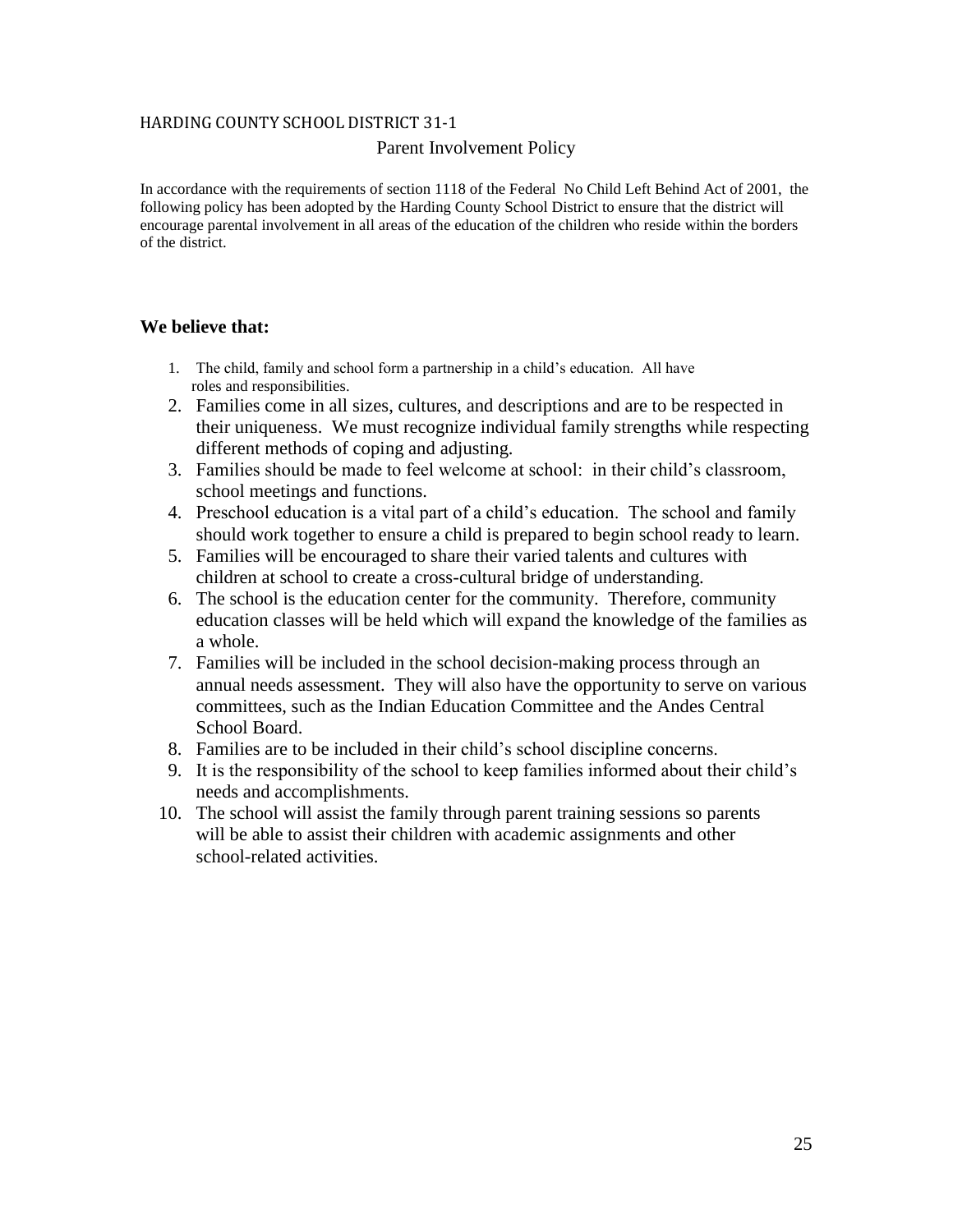HARDING COUNTY SCHOOL DISTRICT 31-1

# Parent Involvement Policy

In accordance with the requirements of section 1118 of the Federal No Child Left Behind Act of 2001, the following policy has been adopted by the Harding County School District to ensure that the district will encourage parental involvement in all areas of the education of the children who reside within the borders of the district.

## We believe that:

1. The child, family and school form a partnership in a child's education. All have roles and responsibilities.
2. Families come in all sizes, cultures, and descriptions and are to be respected in their uniqueness. We must recognize individual family strengths while respecting different methods of coping and adjusting.
3. Families should be made to feel welcome at school: in their child's classroom, school meetings and functions.
4. Preschool education is a vital part of a child's education. The school and family should work together to ensure a child is prepared to begin school ready to learn.
5. Families will be encouraged to share their varied talents and cultures with children at school to create a cross-cultural bridge of understanding.
6. The school is the education center for the community. Therefore, community education classes will be held which will expand the knowledge of the families as a whole.
7. Families will be included in the school decision-making process through an annual needs assessment. They will also have the opportunity to serve on various committees, such as the Indian Education Committee and the Andes Central School Board.
8. Families are to be included in their child's school discipline concerns.
9. It is the responsibility of the school to keep families informed about their child's needs and accomplishments.
10. The school will assist the family through parent training sessions so parents will be able to assist their children with academic assignments and other school-related activities.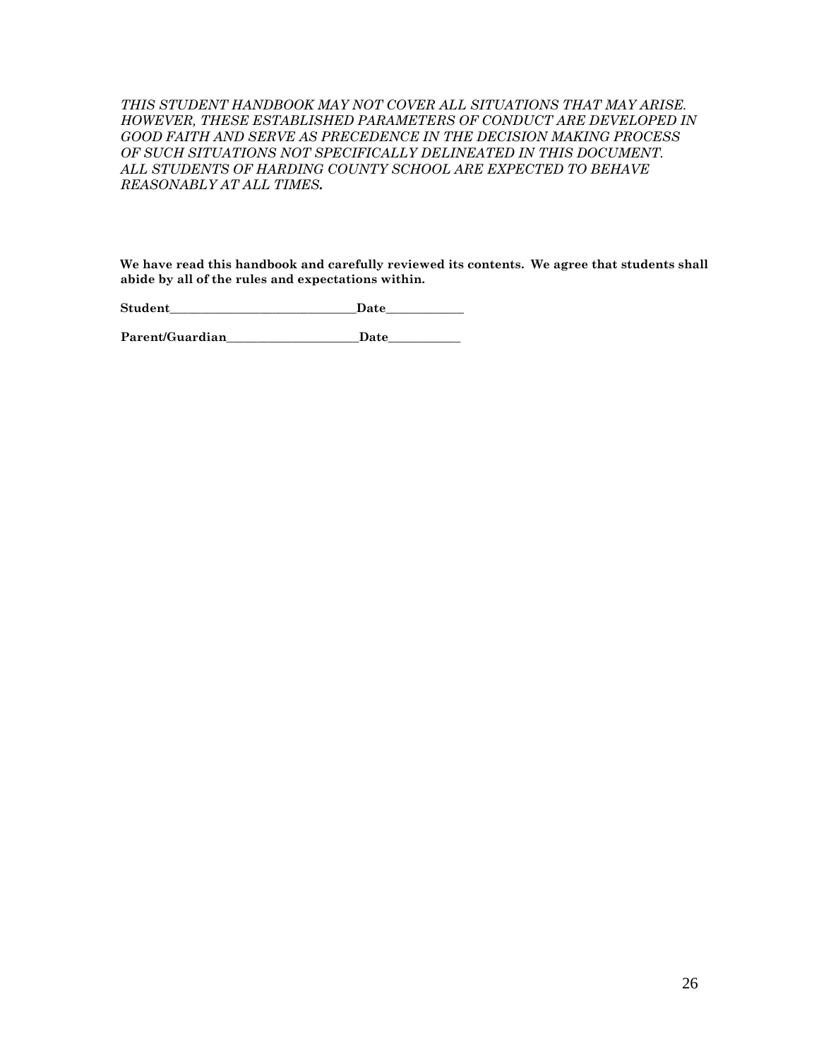*THIS STUDENT HANDBOOK MAY NOT COVER ALL SITUATIONS THAT MAY ARISE. HOWEVER, THESE ESTABLISHED PARAMETERS OF CONDUCT ARE DEVELOPED IN GOOD FAITH AND SERVE AS PRECEDENCE IN THE DECISION MAKING PROCESS OF SUCH SITUATIONS NOT SPECIFICALLY DELINEATED IN THIS DOCUMENT. ALL STUDENTS OF HARDING COUNTY SCHOOL ARE EXPECTED TO BEHAVE REASONABLY AT ALL TIMES.*

**We have read this handbook and carefully reviewed its contents. We agree that students shall abide by all of the rules and expectations within.**

**Student\_\_\_\_\_\_\_\_\_\_\_\_\_\_\_\_\_\_\_\_\_\_\_\_\_\_\_\_\_\_Date\_\_\_\_\_\_\_\_\_\_\_\_**

**Parent/Guardian\_\_\_\_\_\_\_\_\_\_\_\_\_\_\_\_\_\_\_\_\_\_Date\_\_\_\_\_\_\_\_\_\_\_**